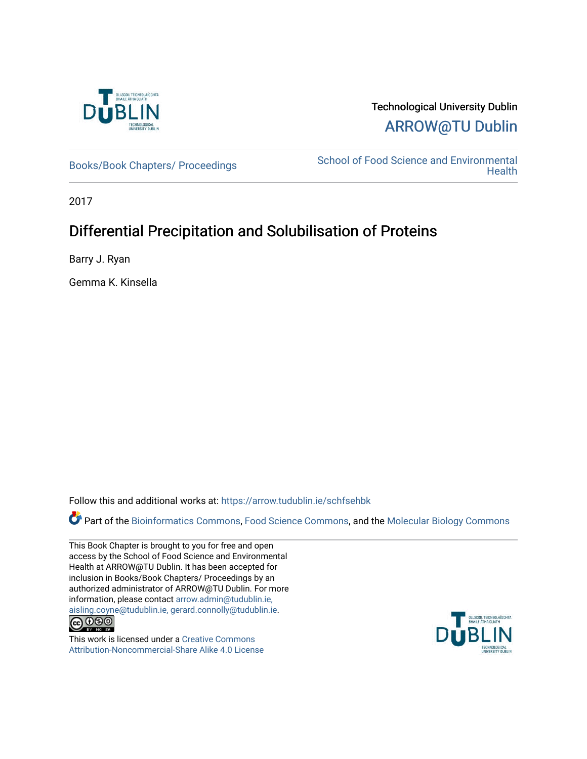Technological University Dublin

ARROW@TU Dublin

Books/Book Chapters/ Proceedings

School of Food Science and Environmental Health

2017

# Differential Precipitation and Solubilisation of Proteins

Barry J. Ryan

Gemma K. Kinsella

Follow this and additional works at: https://arrow.tudublin.ie/schfsehbk

Part of the Bioinformatics Commons, Food Science Commons, and the Molecular Biology Commons

This Book Chapter is brought to you for free and open access by the School of Food Science and Environmental Health at ARROW@TU Dublin. It has been accepted for inclusion in Books/Book Chapters/ Proceedings by an authorized administrator of ARROW@TU Dublin. For more information, please contact arrow.admin@tudublin.ie, aisling.coyne@tudublin.ie, gerard.connolly@tudublin.ie.

This work is licensed under a Creative Commons Attribution-Noncommercial-Share Alike 4.0 License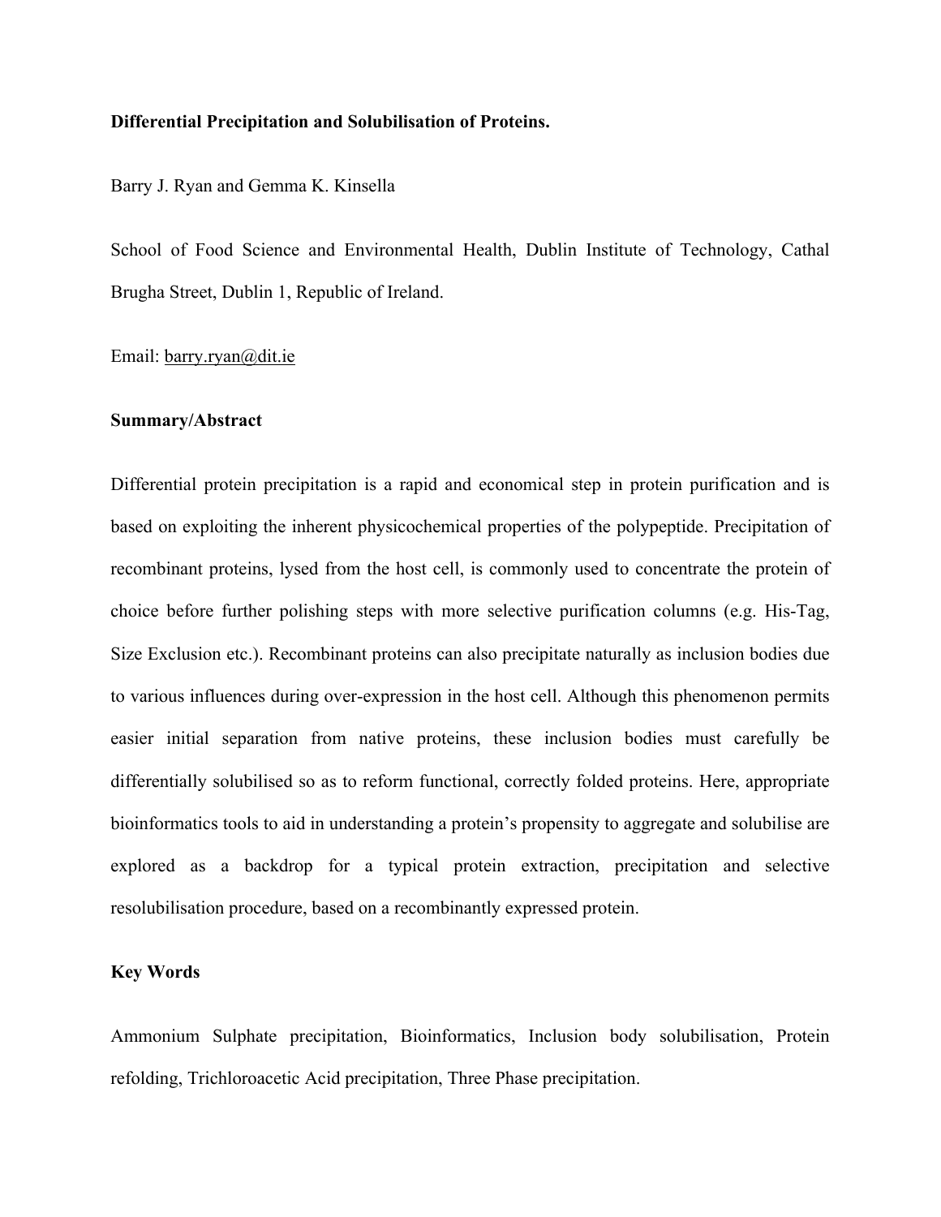**Differential Precipitation and Solubilisation of Proteins.**

Barry J. Ryan and Gemma K. Kinsella

School of Food Science and Environmental Health, Dublin Institute of Technology, Cathal Brugha Street, Dublin 1, Republic of Ireland.

Email: barry.ryan@dit.ie

**Summary/Abstract**

Differential protein precipitation is a rapid and economical step in protein purification and is based on exploiting the inherent physicochemical properties of the polypeptide. Precipitation of recombinant proteins, lysed from the host cell, is commonly used to concentrate the protein of choice before further polishing steps with more selective purification columns (e.g. His-Tag, Size Exclusion etc.). Recombinant proteins can also precipitate naturally as inclusion bodies due to various influences during over-expression in the host cell. Although this phenomenon permits easier initial separation from native proteins, these inclusion bodies must carefully be differentially solubilised so as to reform functional, correctly folded proteins. Here, appropriate bioinformatics tools to aid in understanding a protein's propensity to aggregate and solubilise are explored as a backdrop for a typical protein extraction, precipitation and selective resolubilisation procedure, based on a recombinantly expressed protein.

**Key Words**

Ammonium Sulphate precipitation, Bioinformatics, Inclusion body solubilisation, Protein refolding, Trichloroacetic Acid precipitation, Three Phase precipitation.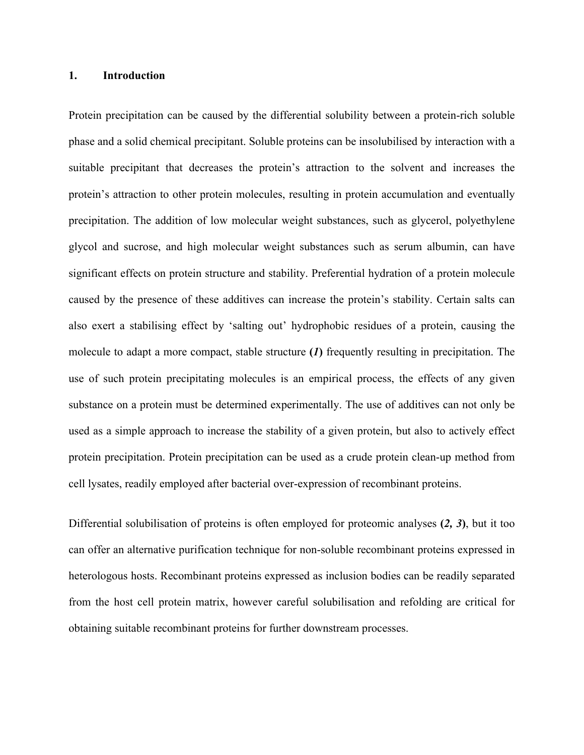# 1. Introduction

Protein precipitation can be caused by the differential solubility between a protein-rich soluble phase and a solid chemical precipitant. Soluble proteins can be insolubilised by interaction with a suitable precipitant that decreases the protein's attraction to the solvent and increases the protein's attraction to other protein molecules, resulting in protein accumulation and eventually precipitation. The addition of low molecular weight substances, such as glycerol, polyethylene glycol and sucrose, and high molecular weight substances such as serum albumin, can have significant effects on protein structure and stability. Preferential hydration of a protein molecule caused by the presence of these additives can increase the protein's stability. Certain salts can also exert a stabilising effect by 'salting out' hydrophobic residues of a protein, causing the molecule to adapt a more compact, stable structure **(*1*)** frequently resulting in precipitation. The use of such protein precipitating molecules is an empirical process, the effects of any given substance on a protein must be determined experimentally. The use of additives can not only be used as a simple approach to increase the stability of a given protein, but also to actively effect protein precipitation. Protein precipitation can be used as a crude protein clean-up method from cell lysates, readily employed after bacterial over-expression of recombinant proteins.

Differential solubilisation of proteins is often employed for proteomic analyses **(*2, 3*)**, but it too can offer an alternative purification technique for non-soluble recombinant proteins expressed in heterologous hosts. Recombinant proteins expressed as inclusion bodies can be readily separated from the host cell protein matrix, however careful solubilisation and refolding are critical for obtaining suitable recombinant proteins for further downstream processes.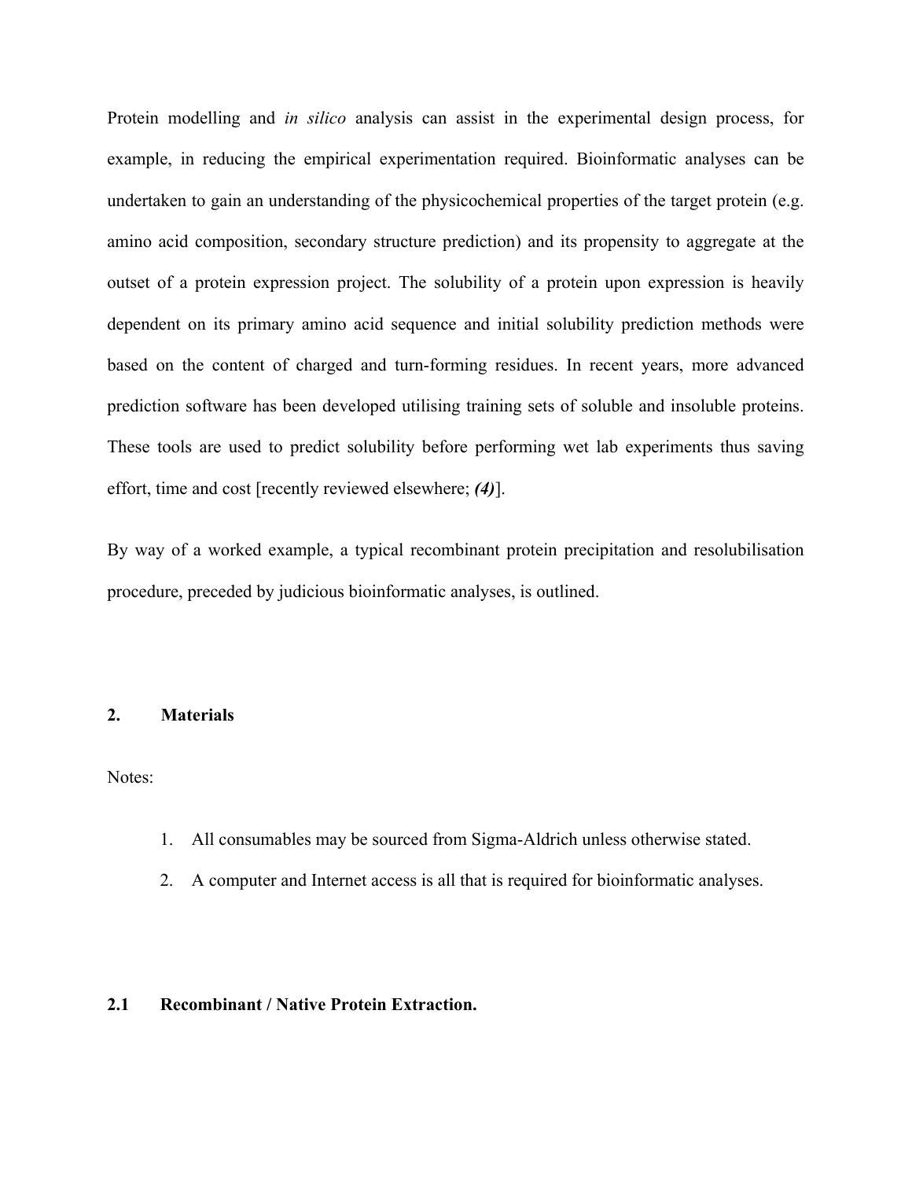Protein modelling and *in silico* analysis can assist in the experimental design process, for example, in reducing the empirical experimentation required. Bioinformatic analyses can be undertaken to gain an understanding of the physicochemical properties of the target protein (e.g. amino acid composition, secondary structure prediction) and its propensity to aggregate at the outset of a protein expression project. The solubility of a protein upon expression is heavily dependent on its primary amino acid sequence and initial solubility prediction methods were based on the content of charged and turn-forming residues. In recent years, more advanced prediction software has been developed utilising training sets of soluble and insoluble proteins. These tools are used to predict solubility before performing wet lab experiments thus saving effort, time and cost [recently reviewed elsewhere; ***(4)***].

By way of a worked example, a typical recombinant protein precipitation and resolubilisation procedure, preceded by judicious bioinformatic analyses, is outlined.

## 2. Materials

Notes:

1. All consumables may be sourced from Sigma-Aldrich unless otherwise stated.
2. A computer and Internet access is all that is required for bioinformatic analyses.

### 2.1 Recombinant / Native Protein Extraction.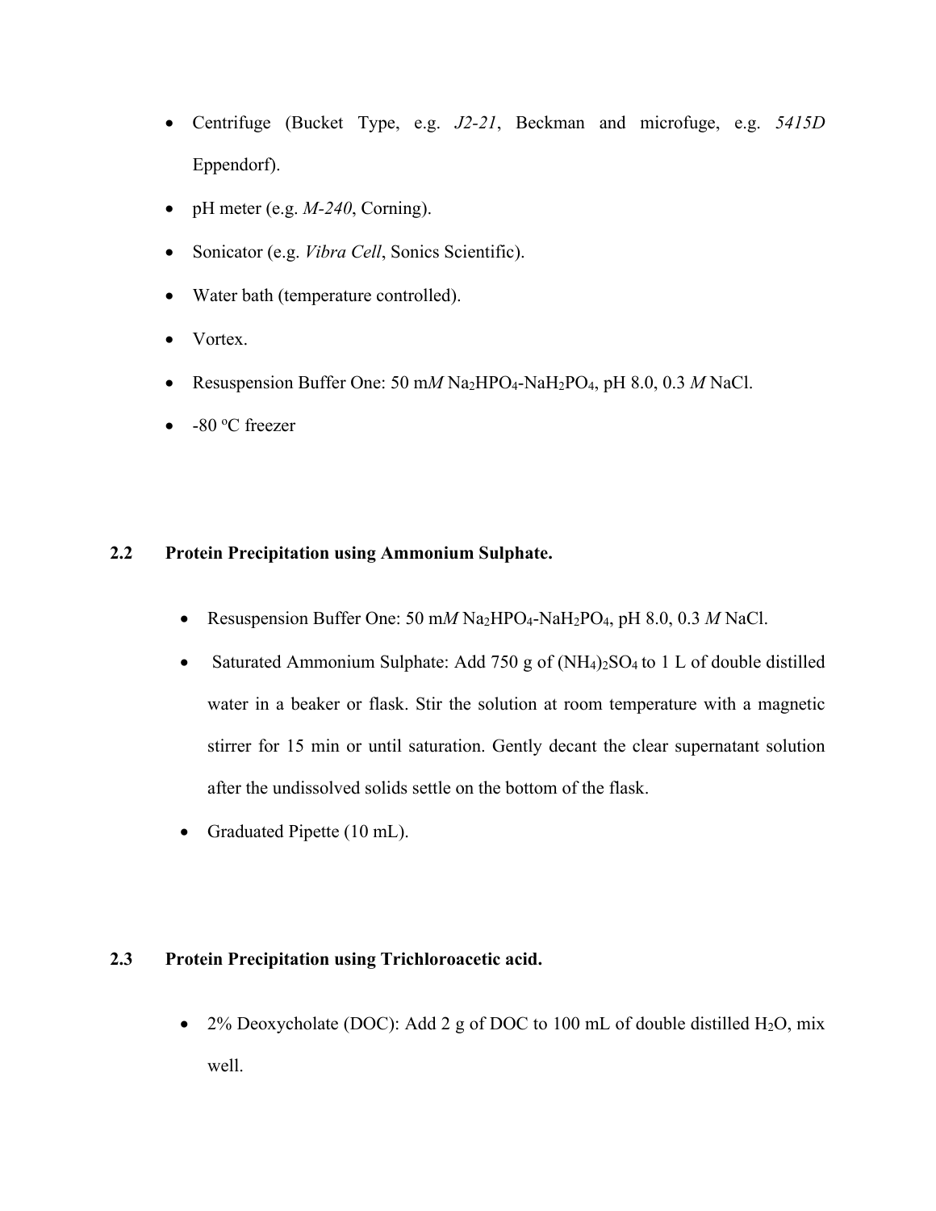- Centrifuge (Bucket Type, e.g. *J2-21*, Beckman and microfuge, e.g. *5415D* Eppendorf).
- pH meter (e.g. *M-240*, Corning).
- Sonicator (e.g. *Vibra Cell*, Sonics Scientific).
- Water bath (temperature controlled).
- Vortex.
- Resuspension Buffer One: 50 m*M* $Na_2HPO_4$-$NaH_2PO_4$, pH 8.0, 0.3 *M* NaCl.
- -80 $^oC$ freezer

## 2.2 Protein Precipitation using Ammonium Sulphate.

- Resuspension Buffer One: 50 m*M* $Na_2HPO_4$-$NaH_2PO_4$, pH 8.0, 0.3 *M* NaCl.
- Saturated Ammonium Sulphate: Add 750 g of $(NH_4)_2SO_4$ to 1 L of double distilled water in a beaker or flask. Stir the solution at room temperature with a magnetic stirrer for 15 min or until saturation. Gently decant the clear supernatant solution after the undissolved solids settle on the bottom of the flask.
- Graduated Pipette (10 mL).

## 2.3 Protein Precipitation using Trichloroacetic acid.

- 2% Deoxycholate (DOC): Add 2 g of DOC to 100 mL of double distilled $H_2O$, mix well.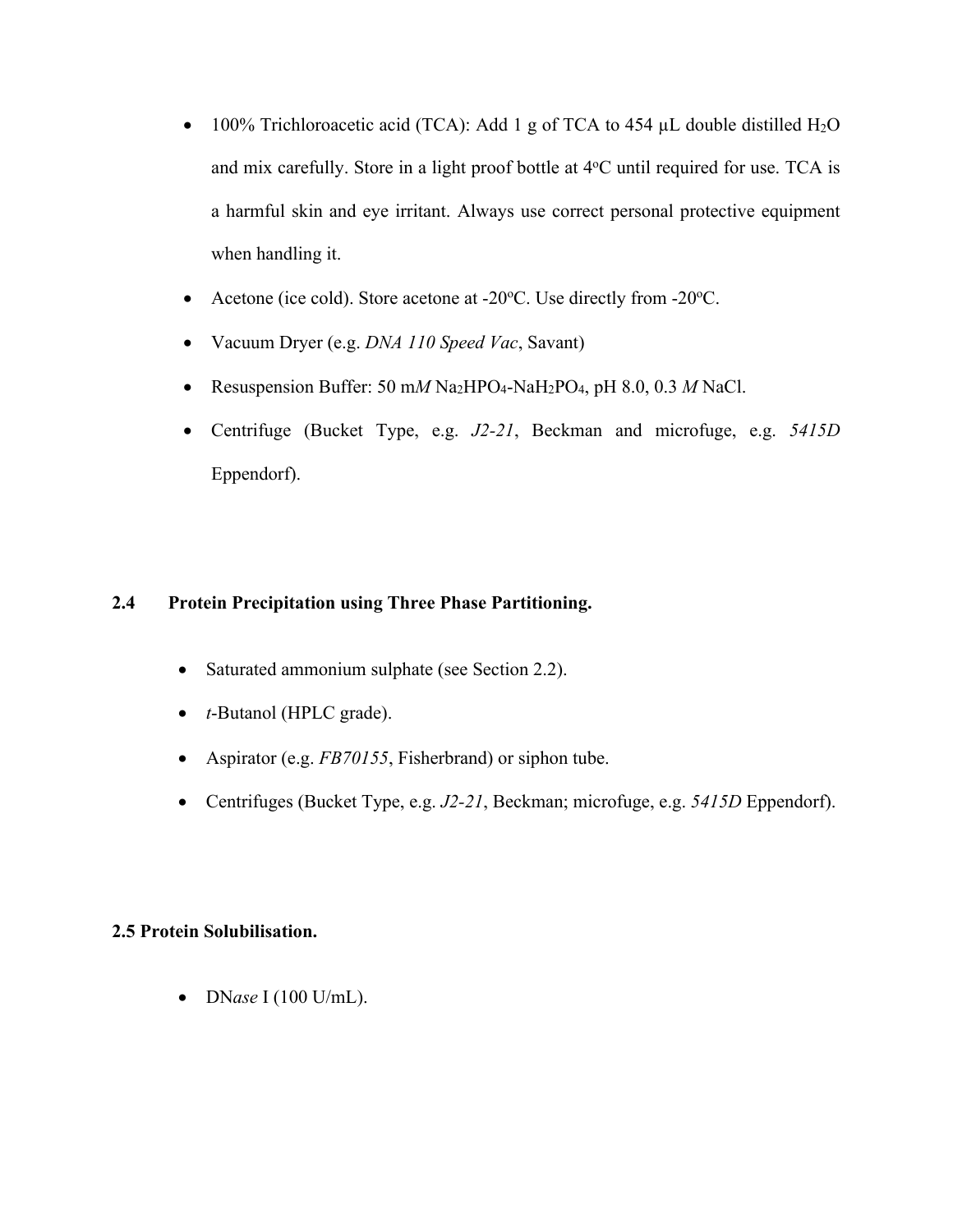- 100% Trichloroacetic acid (TCA): Add 1 g of TCA to 454 µL double distilled $H_2O$ and mix carefully. Store in a light proof bottle at 4°C until required for use. TCA is a harmful skin and eye irritant. Always use correct personal protective equipment when handling it.
- Acetone (ice cold). Store acetone at -20°C. Use directly from -20°C.
- Vacuum Dryer (e.g. *DNA 110 Speed Vac*, Savant)
- Resuspension Buffer: 50 m*M* $Na_2HPO_4$-$NaH_2PO_4$, pH 8.0, 0.3 *M* NaCl.
- Centrifuge (Bucket Type, e.g. *J2-21*, Beckman and microfuge, e.g. *5415D* Eppendorf).

## 2.4 Protein Precipitation using Three Phase Partitioning.

- Saturated ammonium sulphate (see Section 2.2).
- *t*-Butanol (HPLC grade).
- Aspirator (e.g. *FB70155*, Fisherbrand) or siphon tube.
- Centrifuges (Bucket Type, e.g. *J2-21*, Beckman; microfuge, e.g. *5415D* Eppendorf).

## 2.5 Protein Solubilisation.

- DN*ase* I (100 U/mL).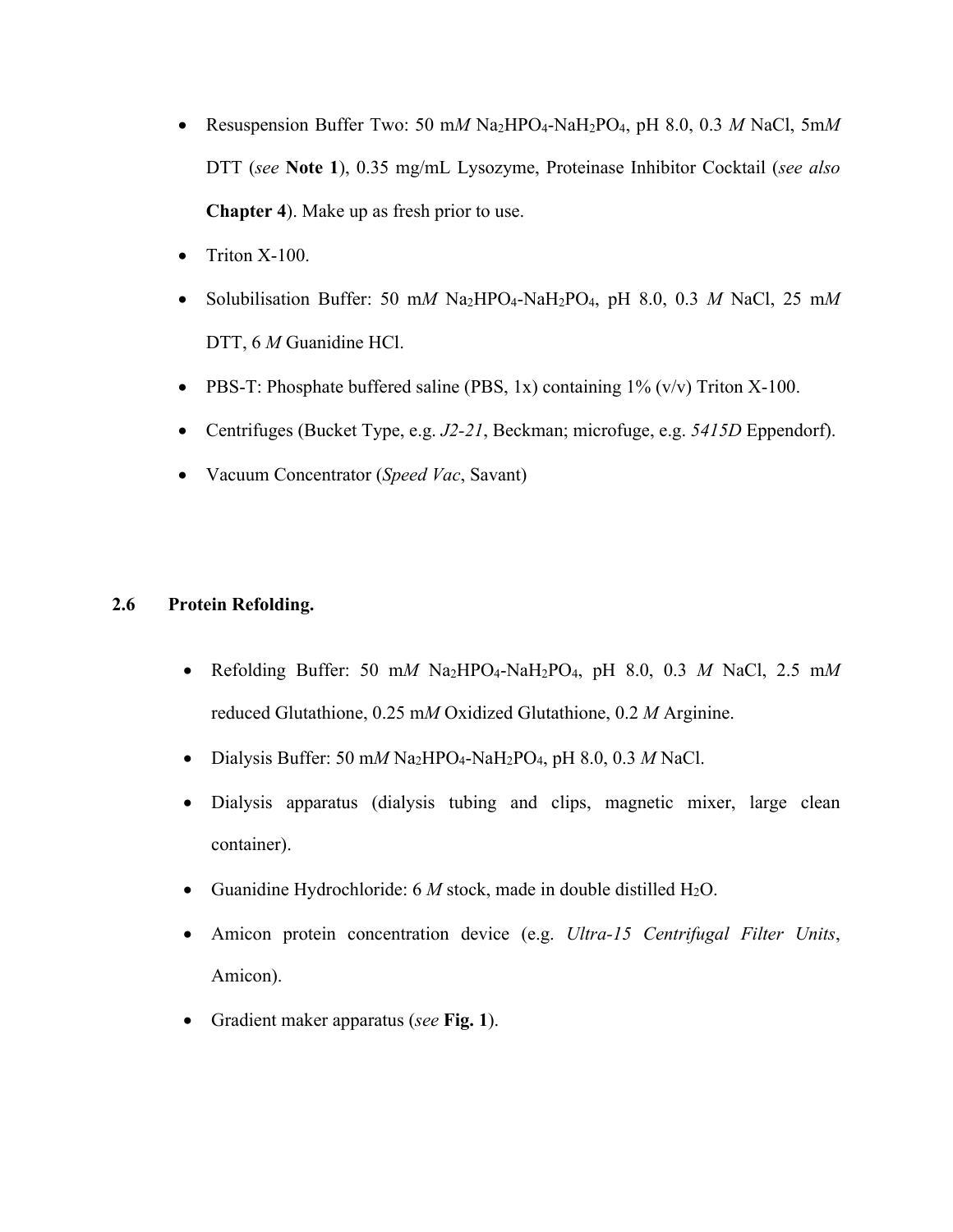- Resuspension Buffer Two: 50 m*M* $Na_2HPO_4$-$NaH_2PO_4$, pH 8.0, 0.3 *M* NaCl, 5m*M* DTT (*see* **Note 1**), 0.35 mg/mL Lysozyme, Proteinase Inhibitor Cocktail (*see also* **Chapter 4**). Make up as fresh prior to use.
- Triton X-100.
- Solubilisation Buffer: 50 m*M* $Na_2HPO_4$-$NaH_2PO_4$, pH 8.0, 0.3 *M* NaCl, 25 m*M* DTT, 6 *M* Guanidine HCl.
- PBS-T: Phosphate buffered saline (PBS, 1x) containing 1% (v/v) Triton X-100.
- Centrifuges (Bucket Type, e.g. *J2-21*, Beckman; microfuge, e.g. *5415D* Eppendorf).
- Vacuum Concentrator (*Speed Vac*, Savant)

## 2.6 Protein Refolding.

- Refolding Buffer: 50 m*M* $Na_2HPO_4$-$NaH_2PO_4$, pH 8.0, 0.3 *M* NaCl, 2.5 m*M* reduced Glutathione, 0.25 m*M* Oxidized Glutathione, 0.2 *M* Arginine.
- Dialysis Buffer: 50 m*M* $Na_2HPO_4$-$NaH_2PO_4$, pH 8.0, 0.3 *M* NaCl.
- Dialysis apparatus (dialysis tubing and clips, magnetic mixer, large clean container).
- Guanidine Hydrochloride: 6 *M* stock, made in double distilled $H_2O$.
- Amicon protein concentration device (e.g. *Ultra-15 Centrifugal Filter Units*, Amicon).
- Gradient maker apparatus (*see* **Fig. 1**).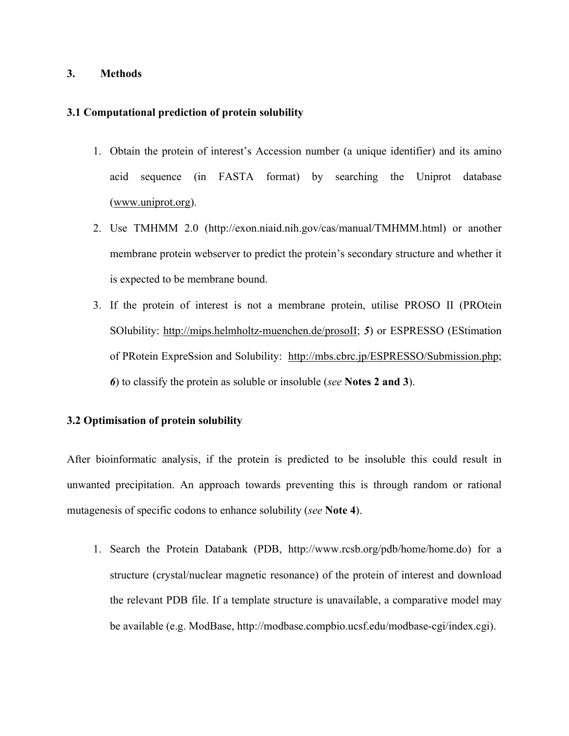## 3. Methods

### 3.1 Computational prediction of protein solubility

1. Obtain the protein of interest's Accession number (a unique identifier) and its amino acid sequence (in FASTA format) by searching the Uniprot database (www.uniprot.org).
2. Use TMHMM 2.0 (http://exon.niaid.nih.gov/cas/manual/TMHMM.html) or another membrane protein webserver to predict the protein's secondary structure and whether it is expected to be membrane bound.
3. If the protein of interest is not a membrane protein, utilise PROSO II (PROtein SOlubility: http://mips.helmholtz-muenchen.de/prosoII; ***5***) or ESPRESSO (EStimation of PRotein ExpreSsion and Solubility: http://mbs.cbrc.jp/ESPRESSO/Submission.php; ***6***) to classify the protein as soluble or insoluble (*see* **Notes 2 and 3**).

### 3.2 Optimisation of protein solubility

After bioinformatic analysis, if the protein is predicted to be insoluble this could result in unwanted precipitation. An approach towards preventing this is through random or rational mutagenesis of specific codons to enhance solubility (*see* **Note 4**).

1. Search the Protein Databank (PDB, http://www.rcsb.org/pdb/home/home.do) for a structure (crystal/nuclear magnetic resonance) of the protein of interest and download the relevant PDB file. If a template structure is unavailable, a comparative model may be available (e.g. ModBase, http://modbase.compbio.ucsf.edu/modbase-cgi/index.cgi).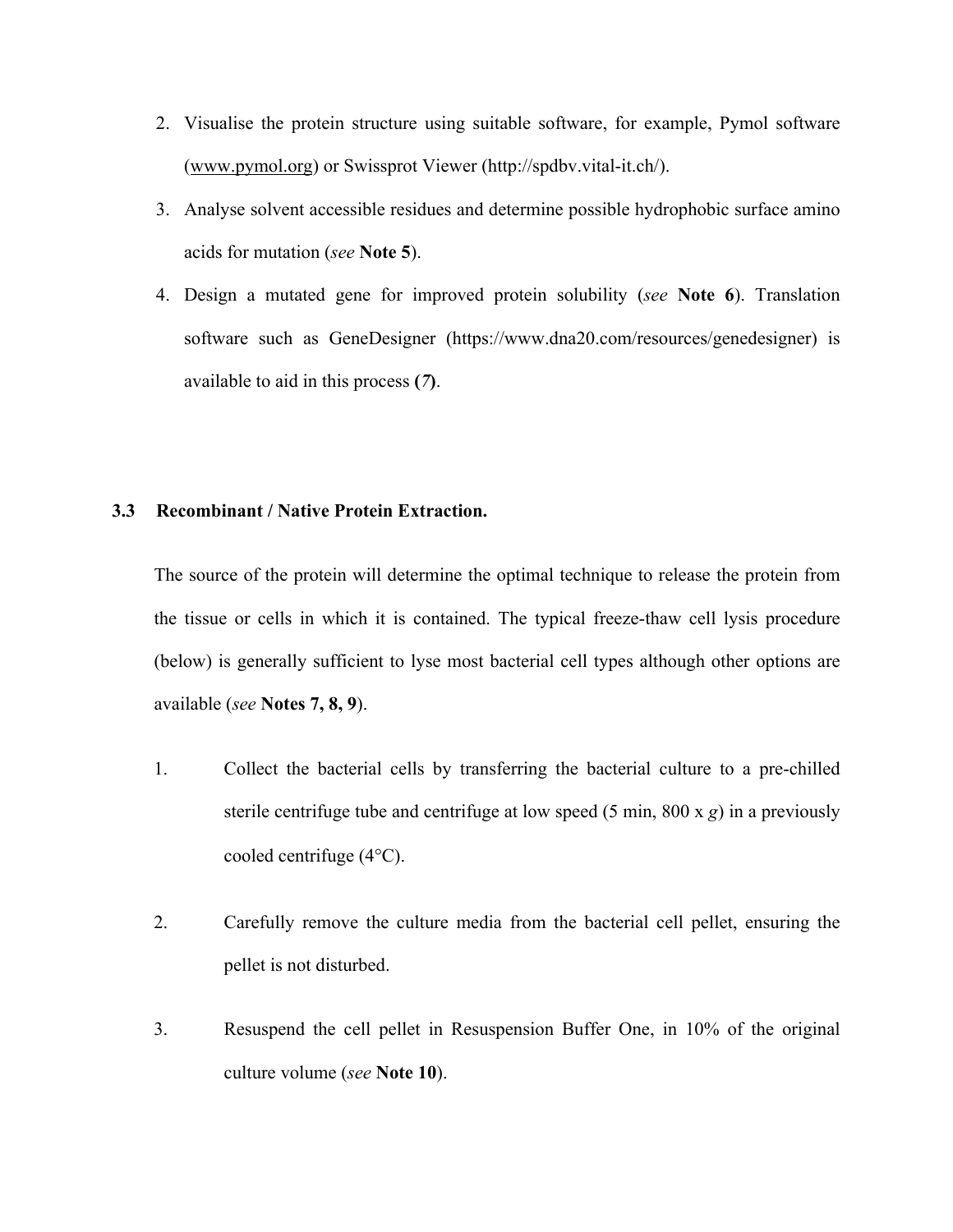2. Visualise the protein structure using suitable software, for example, Pymol software (www.pymol.org) or Swissprot Viewer (http://spdbv.vital-it.ch/).
3. Analyse solvent accessible residues and determine possible hydrophobic surface amino acids for mutation (*see* **Note 5**).
4. Design a mutated gene for improved protein solubility (*see* **Note 6**). Translation software such as GeneDesigner (https://www.dna20.com/resources/genedesigner) is available to aid in this process **(*7*)**.

### 3.3 Recombinant / Native Protein Extraction.

The source of the protein will determine the optimal technique to release the protein from the tissue or cells in which it is contained. The typical freeze-thaw cell lysis procedure (below) is generally sufficient to lyse most bacterial cell types although other options are available (*see* **Notes 7, 8, 9**).

1. Collect the bacterial cells by transferring the bacterial culture to a pre-chilled sterile centrifuge tube and centrifuge at low speed (5 min, 800 x *g*) in a previously cooled centrifuge (4°C).

2. Carefully remove the culture media from the bacterial cell pellet, ensuring the pellet is not disturbed.

3. Resuspend the cell pellet in Resuspension Buffer One, in 10% of the original culture volume (*see* **Note 10**).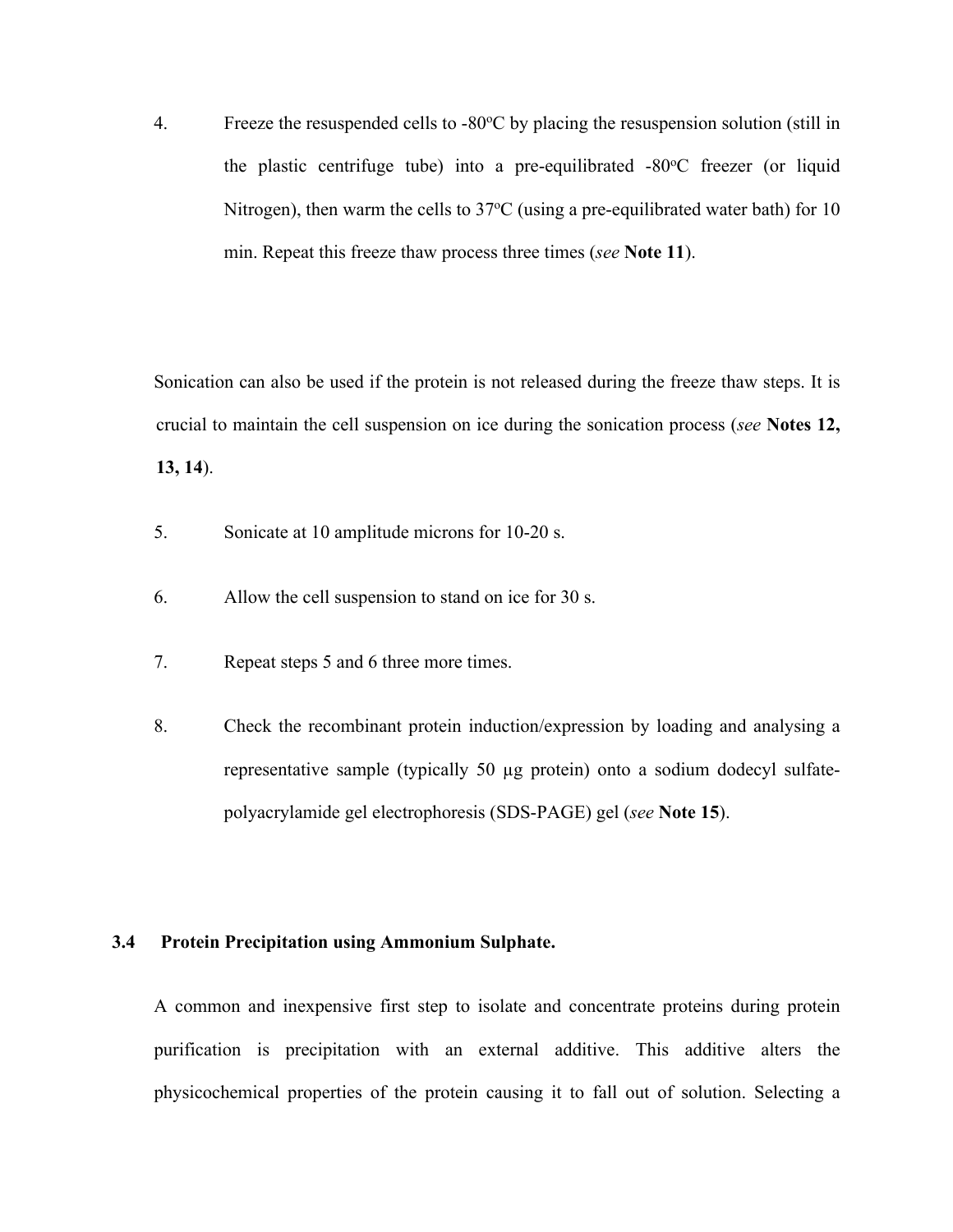4. Freeze the resuspended cells to -80$^{o}$C by placing the resuspension solution (still in the plastic centrifuge tube) into a pre-equilibrated -80$^{o}$C freezer (or liquid Nitrogen), then warm the cells to 37$^{o}$C (using a pre-equilibrated water bath) for 10 min. Repeat this freeze thaw process three times (*see* **Note 11**).

Sonication can also be used if the protein is not released during the freeze thaw steps. It is crucial to maintain the cell suspension on ice during the sonication process (*see* **Notes 12, 13, 14**).

5. Sonicate at 10 amplitude microns for 10-20 s.

6. Allow the cell suspension to stand on ice for 30 s.

7. Repeat steps 5 and 6 three more times.

8. Check the recombinant protein induction/expression by loading and analysing a representative sample (typically 50 µg protein) onto a sodium dodecyl sulfate-polyacrylamide gel electrophoresis (SDS-PAGE) gel (*see* **Note 15**).

### 3.4 Protein Precipitation using Ammonium Sulphate.

A common and inexpensive first step to isolate and concentrate proteins during protein purification is precipitation with an external additive. This additive alters the physicochemical properties of the protein causing it to fall out of solution. Selecting a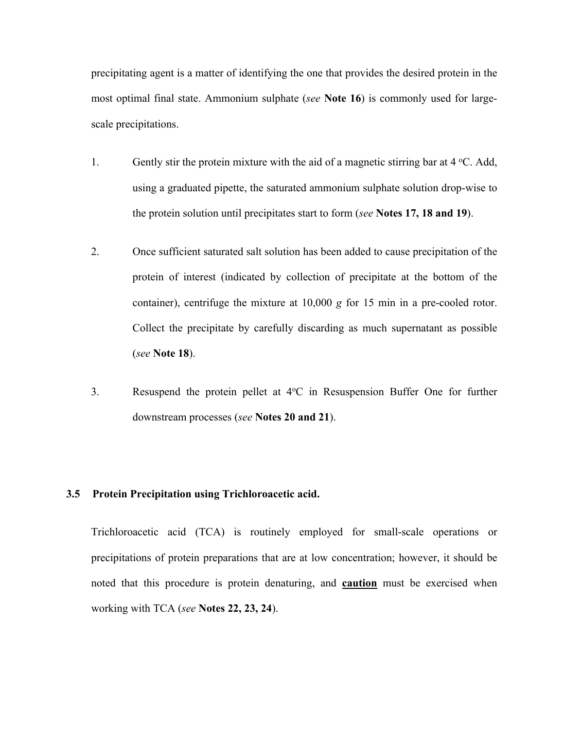precipitating agent is a matter of identifying the one that provides the desired protein in the most optimal final state. Ammonium sulphate (*see* **Note 16**) is commonly used for large-scale precipitations.

1. Gently stir the protein mixture with the aid of a magnetic stirring bar at 4 $^{o}$C. Add, using a graduated pipette, the saturated ammonium sulphate solution drop-wise to the protein solution until precipitates start to form (*see* **Notes 17, 18 and 19**).

2. Once sufficient saturated salt solution has been added to cause precipitation of the protein of interest (indicated by collection of precipitate at the bottom of the container), centrifuge the mixture at 10,000 *g* for 15 min in a pre-cooled rotor. Collect the precipitate by carefully discarding as much supernatant as possible (*see* **Note 18**).

3. Resuspend the protein pellet at 4$^{o}$C in Resuspension Buffer One for further downstream processes (*see* **Notes 20 and 21**).

### 3.5 Protein Precipitation using Trichloroacetic acid.

Trichloroacetic acid (TCA) is routinely employed for small-scale operations or precipitations of protein preparations that are at low concentration; however, it should be noted that this procedure is protein denaturing, and **caution** must be exercised when working with TCA (*see* **Notes 22, 23, 24**).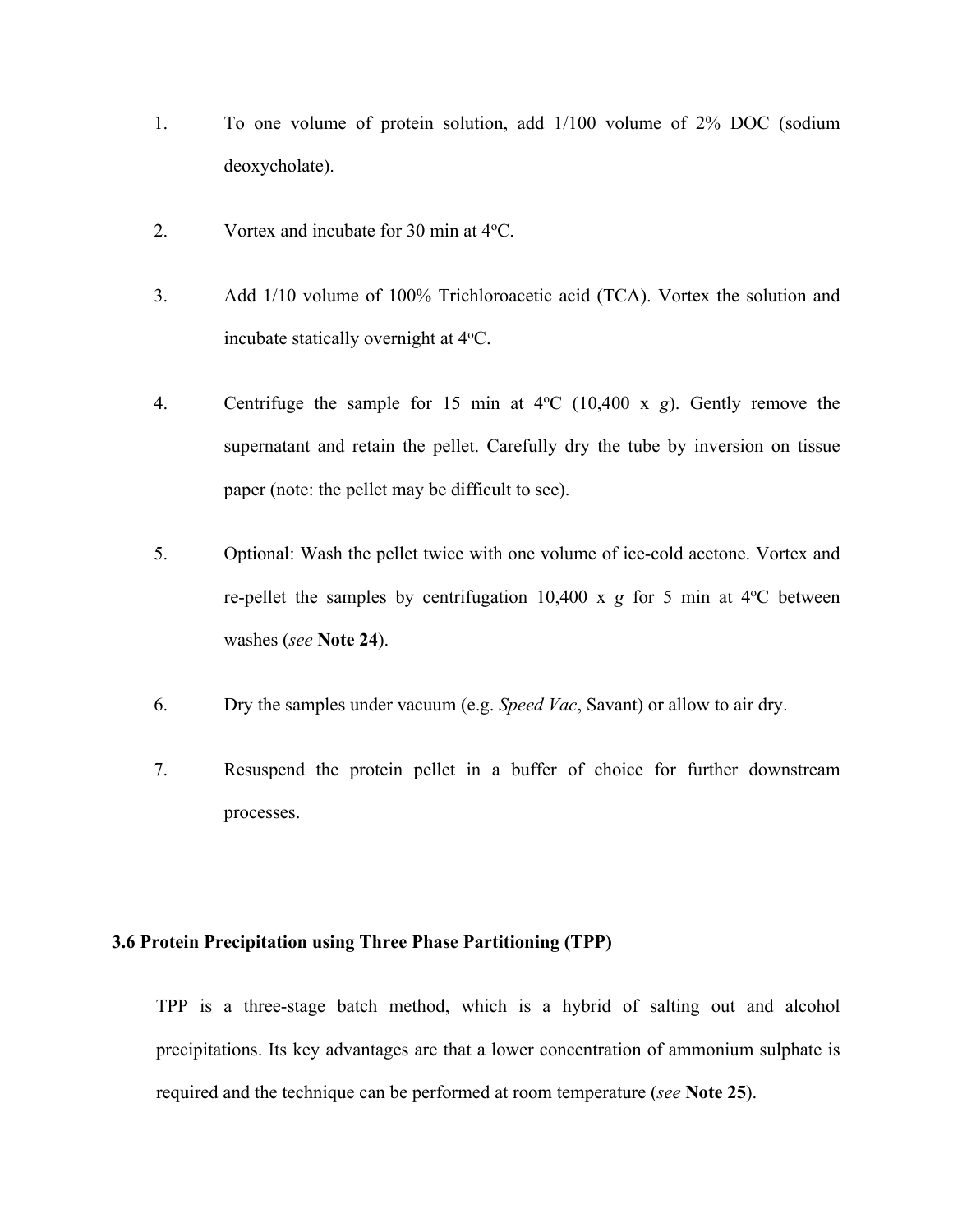1. To one volume of protein solution, add 1/100 volume of 2% DOC (sodium deoxycholate).

2. Vortex and incubate for 30 min at 4$^o$C.

3. Add 1/10 volume of 100% Trichloroacetic acid (TCA). Vortex the solution and incubate statically overnight at 4$^o$C.

4. Centrifuge the sample for 15 min at 4$^o$C (10,400 x *g*). Gently remove the supernatant and retain the pellet. Carefully dry the tube by inversion on tissue paper (note: the pellet may be difficult to see).

5. Optional: Wash the pellet twice with one volume of ice-cold acetone. Vortex and re-pellet the samples by centrifugation 10,400 x *g* for 5 min at 4$^o$C between washes (*see* **Note 24**).

6. Dry the samples under vacuum (e.g. *Speed Vac*, Savant) or allow to air dry.

7. Resuspend the protein pellet in a buffer of choice for further downstream processes.

### 3.6 Protein Precipitation using Three Phase Partitioning (TPP)

TPP is a three-stage batch method, which is a hybrid of salting out and alcohol precipitations. Its key advantages are that a lower concentration of ammonium sulphate is required and the technique can be performed at room temperature (*see* **Note 25**).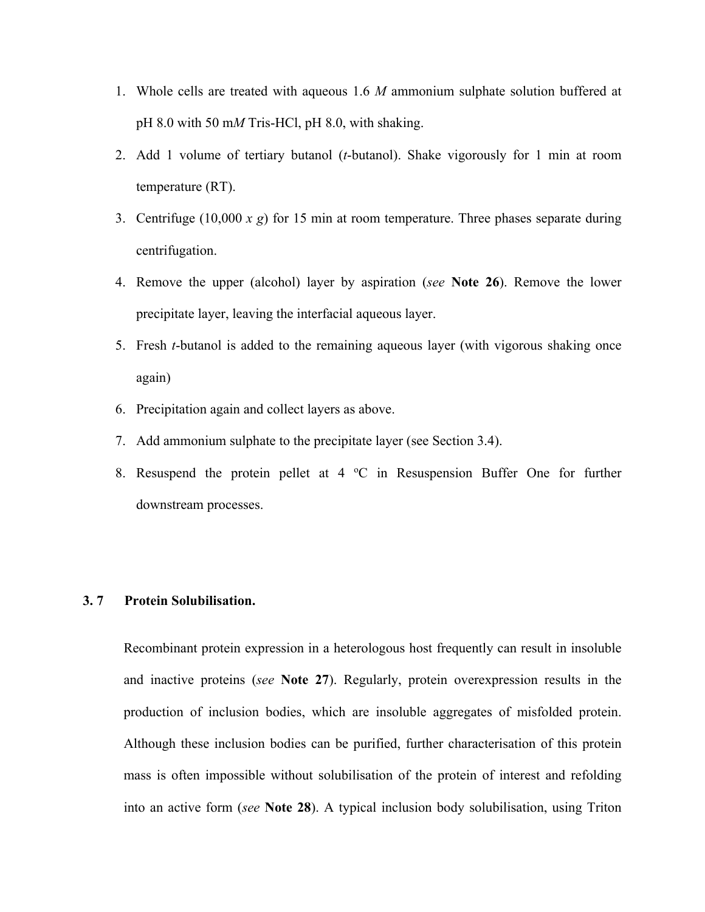1. Whole cells are treated with aqueous 1.6 *M* ammonium sulphate solution buffered at pH 8.0 with 50 m*M* Tris-HCl, pH 8.0, with shaking.
2. Add 1 volume of tertiary butanol (*t*-butanol). Shake vigorously for 1 min at room temperature (RT).
3. Centrifuge (10,000 *x g*) for 15 min at room temperature. Three phases separate during centrifugation.
4. Remove the upper (alcohol) layer by aspiration (*see* **Note 26**). Remove the lower precipitate layer, leaving the interfacial aqueous layer.
5. Fresh *t*-butanol is added to the remaining aqueous layer (with vigorous shaking once again)
6. Precipitation again and collect layers as above.
7. Add ammonium sulphate to the precipitate layer (see Section 3.4).
8. Resuspend the protein pellet at 4 ºC in Resuspension Buffer One for further downstream processes.

### 3. 7 Protein Solubilisation.

Recombinant protein expression in a heterologous host frequently can result in insoluble and inactive proteins (*see* **Note 27**). Regularly, protein overexpression results in the production of inclusion bodies, which are insoluble aggregates of misfolded protein. Although these inclusion bodies can be purified, further characterisation of this protein mass is often impossible without solubilisation of the protein of interest and refolding into an active form (*see* **Note 28**). A typical inclusion body solubilisation, using Triton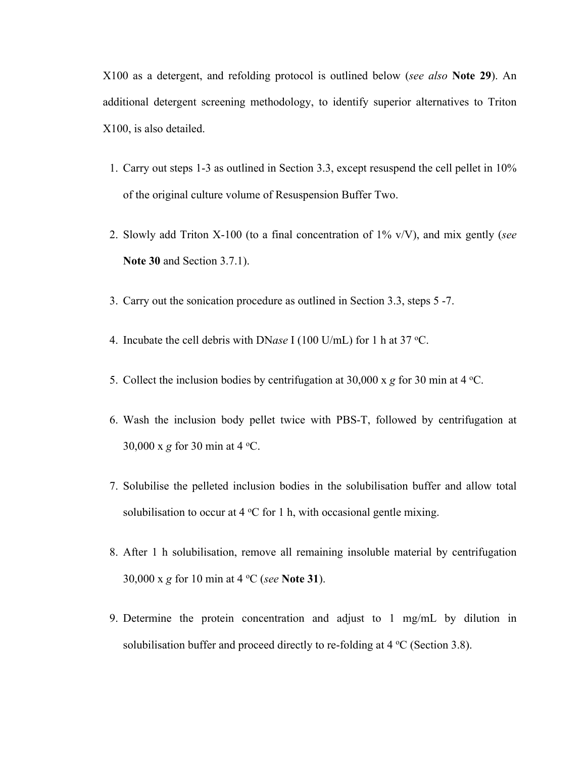X100 as a detergent, and refolding protocol is outlined below (*see also* **Note 29**). An additional detergent screening methodology, to identify superior alternatives to Triton X100, is also detailed.

1. Carry out steps 1-3 as outlined in Section 3.3, except resuspend the cell pellet in 10% of the original culture volume of Resuspension Buffer Two.
2. Slowly add Triton X-100 (to a final concentration of 1% v/V), and mix gently (*see* **Note 30** and Section 3.7.1).
3. Carry out the sonication procedure as outlined in Section 3.3, steps 5 -7.
4. Incubate the cell debris with DN*ase* I (100 U/mL) for 1 h at 37 °C.
5. Collect the inclusion bodies by centrifugation at 30,000 x *g* for 30 min at 4 °C.
6. Wash the inclusion body pellet twice with PBS-T, followed by centrifugation at 30,000 x *g* for 30 min at 4 °C.
7. Solubilise the pelleted inclusion bodies in the solubilisation buffer and allow total solubilisation to occur at 4 °C for 1 h, with occasional gentle mixing.
8. After 1 h solubilisation, remove all remaining insoluble material by centrifugation 30,000 x *g* for 10 min at 4 °C (*see* **Note 31**).
9. Determine the protein concentration and adjust to 1 mg/mL by dilution in solubilisation buffer and proceed directly to re-folding at 4 °C (Section 3.8).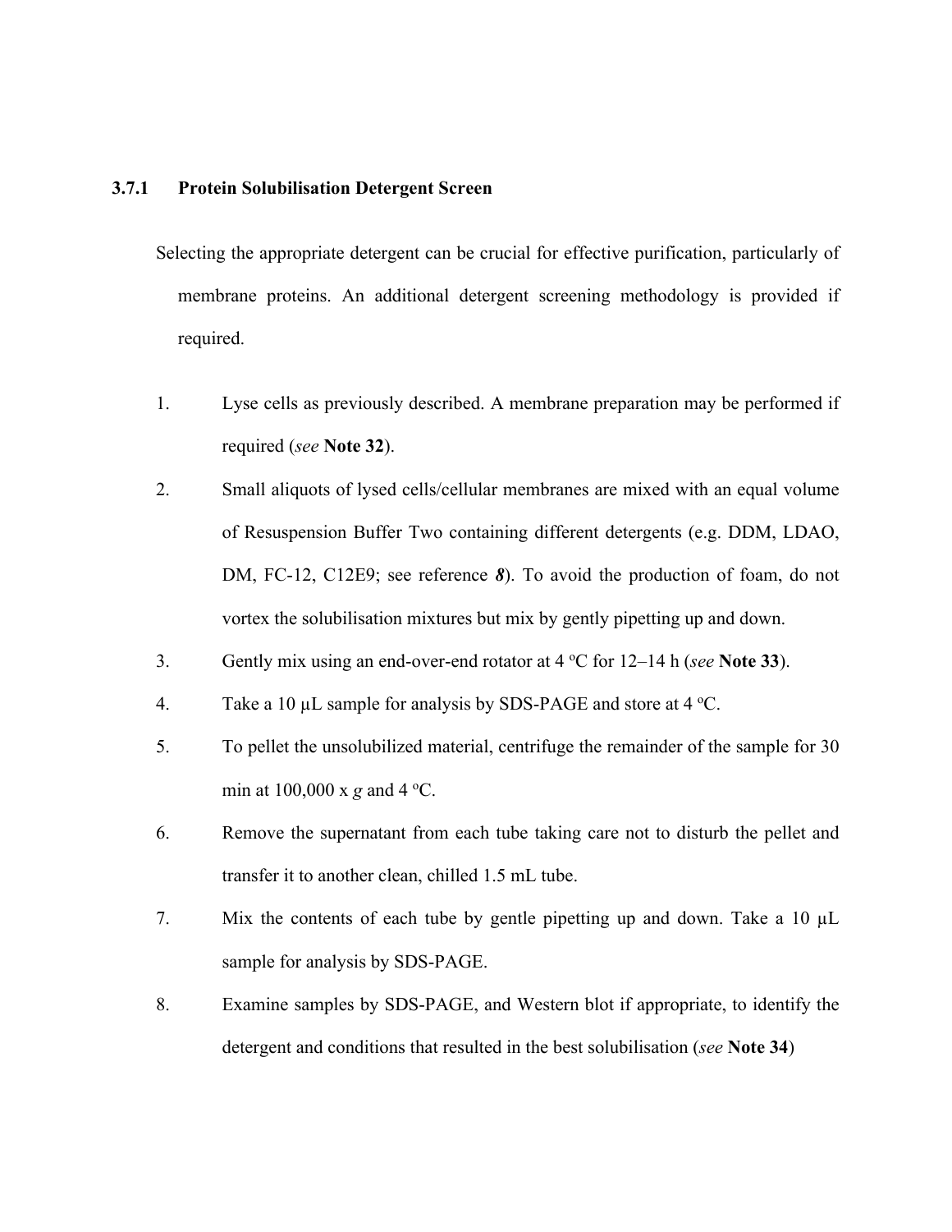### 3.7.1 Protein Solubilisation Detergent Screen

Selecting the appropriate detergent can be crucial for effective purification, particularly of membrane proteins. An additional detergent screening methodology is provided if required.

1. Lyse cells as previously described. A membrane preparation may be performed if required (*see* **Note 32**).
2. Small aliquots of lysed cells/cellular membranes are mixed with an equal volume of Resuspension Buffer Two containing different detergents (e.g. DDM, LDAO, DM, FC-12, C12E9; see reference ***8***). To avoid the production of foam, do not vortex the solubilisation mixtures but mix by gently pipetting up and down.
3. Gently mix using an end-over-end rotator at 4 ºC for 12–14 h (*see* **Note 33**).
4. Take a 10 µL sample for analysis by SDS-PAGE and store at 4 ºC.
5. To pellet the unsolubilized material, centrifuge the remainder of the sample for 30 min at 100,000 x *g* and 4 ºC.
6. Remove the supernatant from each tube taking care not to disturb the pellet and transfer it to another clean, chilled 1.5 mL tube.
7. Mix the contents of each tube by gentle pipetting up and down. Take a 10 µL sample for analysis by SDS-PAGE.
8. Examine samples by SDS-PAGE, and Western blot if appropriate, to identify the detergent and conditions that resulted in the best solubilisation (*see* **Note 34**)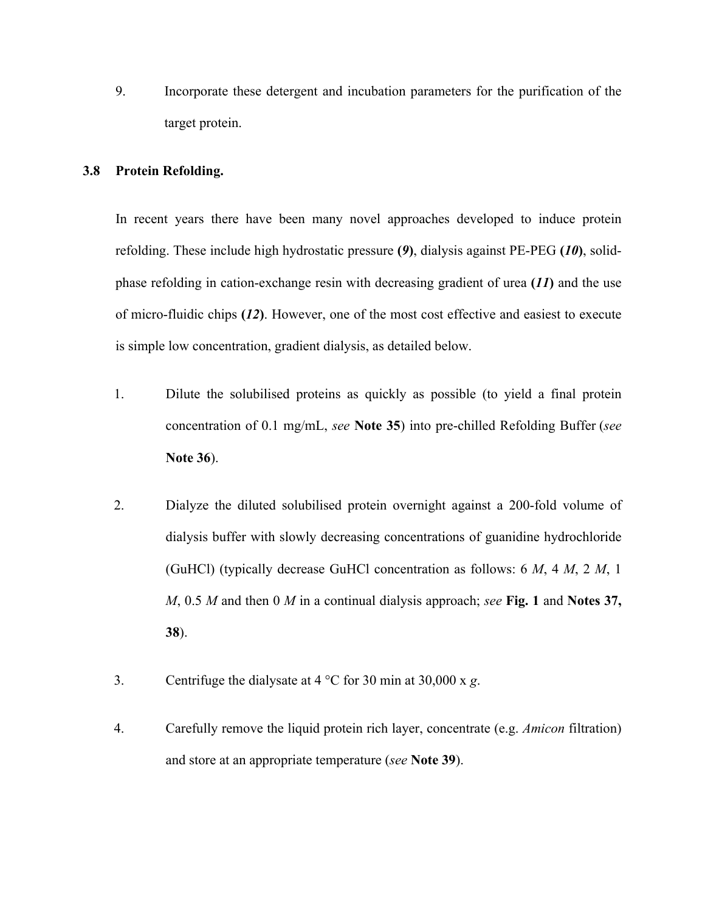9. Incorporate these detergent and incubation parameters for the purification of the target protein.

### 3.8 Protein Refolding.

In recent years there have been many novel approaches developed to induce protein refolding. These include high hydrostatic pressure **(*9*)**, dialysis against PE-PEG **(*10*)**, solid-phase refolding in cation-exchange resin with decreasing gradient of urea **(*11*)** and the use of micro-fluidic chips **(*12*)**. However, one of the most cost effective and easiest to execute is simple low concentration, gradient dialysis, as detailed below.

1. Dilute the solubilised proteins as quickly as possible (to yield a final protein concentration of 0.1 mg/mL, *see* **Note 35**) into pre-chilled Refolding Buffer (*see* **Note 36**).

2. Dialyze the diluted solubilised protein overnight against a 200-fold volume of dialysis buffer with slowly decreasing concentrations of guanidine hydrochloride (GuHCl) (typically decrease GuHCl concentration as follows: 6 *M*, 4 *M*, 2 *M*, 1 *M*, 0.5 *M* and then 0 *M* in a continual dialysis approach; *see* **Fig. 1** and **Notes 37, 38**).

3. Centrifuge the dialysate at 4 °C for 30 min at 30,000 x *g*.

4. Carefully remove the liquid protein rich layer, concentrate (e.g. *Amicon* filtration) and store at an appropriate temperature (*see* **Note 39**).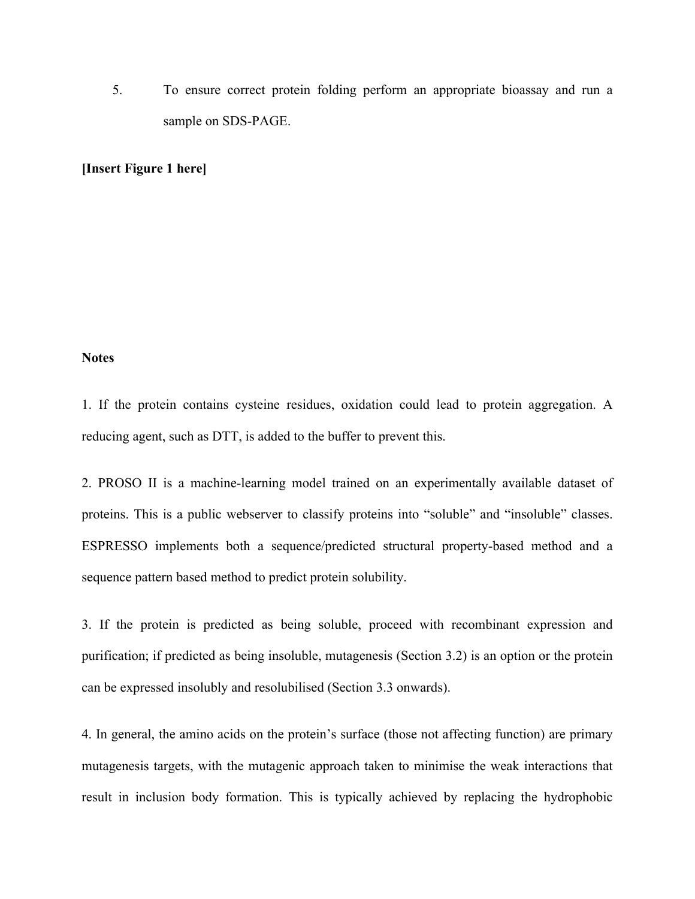5. To ensure correct protein folding perform an appropriate bioassay and run a sample on SDS-PAGE.

**[Insert Figure 1 here]**

**Notes**

1. If the protein contains cysteine residues, oxidation could lead to protein aggregation. A reducing agent, such as DTT, is added to the buffer to prevent this.

2. PROSO II is a machine-learning model trained on an experimentally available dataset of proteins. This is a public webserver to classify proteins into "soluble" and "insoluble" classes. ESPRESSO implements both a sequence/predicted structural property-based method and a sequence pattern based method to predict protein solubility.

3. If the protein is predicted as being soluble, proceed with recombinant expression and purification; if predicted as being insoluble, mutagenesis (Section 3.2) is an option or the protein can be expressed insolubly and resolubilised (Section 3.3 onwards).

4. In general, the amino acids on the protein's surface (those not affecting function) are primary mutagenesis targets, with the mutagenic approach taken to minimise the weak interactions that result in inclusion body formation. This is typically achieved by replacing the hydrophobic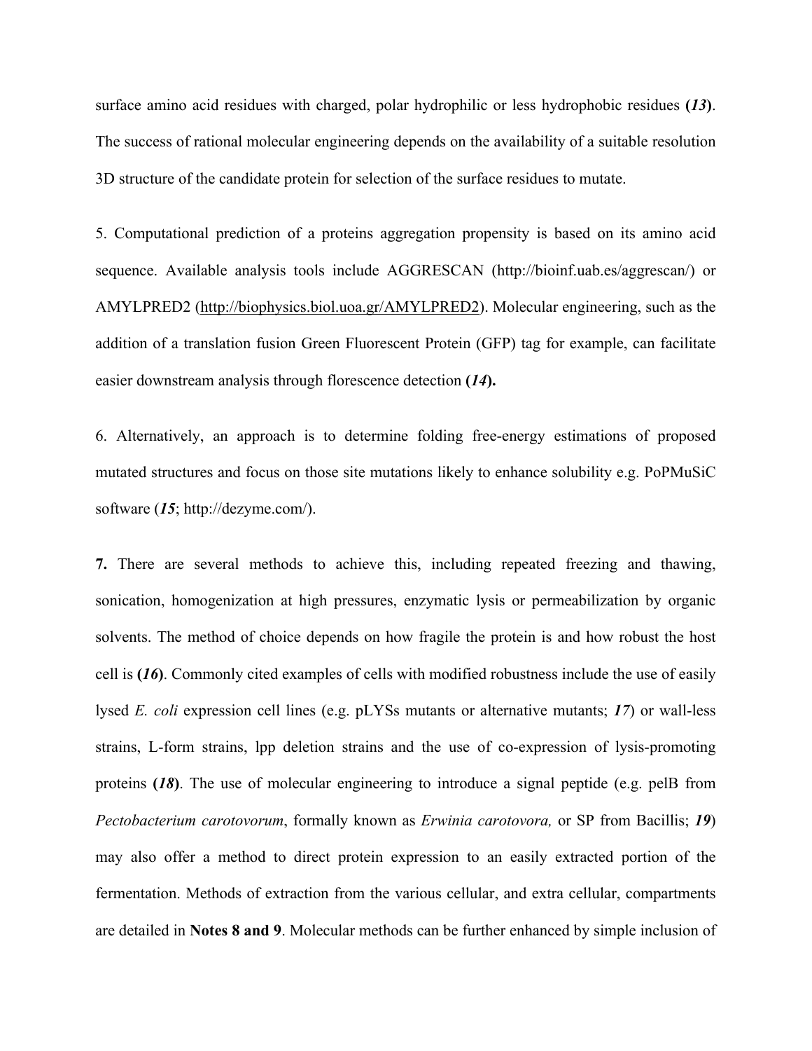surface amino acid residues with charged, polar hydrophilic or less hydrophobic residues (***13***). The success of rational molecular engineering depends on the availability of a suitable resolution 3D structure of the candidate protein for selection of the surface residues to mutate.

5. Computational prediction of a proteins aggregation propensity is based on its amino acid sequence. Available analysis tools include AGGRESCAN (http://bioinf.uab.es/aggrescan/) or AMYLPRED2 (http://biophysics.biol.uoa.gr/AMYLPRED2). Molecular engineering, such as the addition of a translation fusion Green Fluorescent Protein (GFP) tag for example, can facilitate easier downstream analysis through florescence detection (***14***).

6. Alternatively, an approach is to determine folding free-energy estimations of proposed mutated structures and focus on those site mutations likely to enhance solubility e.g. PoPMuSiC software (***15***; http://dezyme.com/).

**7.** There are several methods to achieve this, including repeated freezing and thawing, sonication, homogenization at high pressures, enzymatic lysis or permeabilization by organic solvents. The method of choice depends on how fragile the protein is and how robust the host cell is (***16***). Commonly cited examples of cells with modified robustness include the use of easily lysed *E. coli* expression cell lines (e.g. pLYSs mutants or alternative mutants; ***17***) or wall-less strains, L-form strains, lpp deletion strains and the use of co-expression of lysis-promoting proteins (***18***). The use of molecular engineering to introduce a signal peptide (e.g. pelB from *Pectobacterium carotovorum*, formally known as *Erwinia carotovora,* or SP from Bacillis; ***19***) may also offer a method to direct protein expression to an easily extracted portion of the fermentation. Methods of extraction from the various cellular, and extra cellular, compartments are detailed in **Notes 8 and 9**. Molecular methods can be further enhanced by simple inclusion of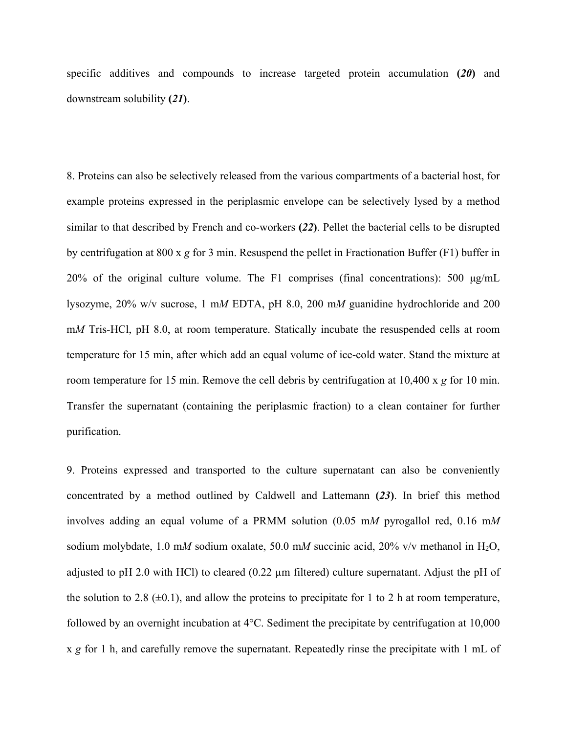specific additives and compounds to increase targeted protein accumulation **(*20*)** and downstream solubility **(*21*)**.

8. Proteins can also be selectively released from the various compartments of a bacterial host, for example proteins expressed in the periplasmic envelope can be selectively lysed by a method similar to that described by French and co-workers **(*22*)**. Pellet the bacterial cells to be disrupted by centrifugation at 800 x *g* for 3 min. Resuspend the pellet in Fractionation Buffer (F1) buffer in 20% of the original culture volume. The F1 comprises (final concentrations): 500 μg/mL lysozyme, 20% w/v sucrose, 1 m*M* EDTA, pH 8.0, 200 m*M* guanidine hydrochloride and 200 m*M* Tris-HCl, pH 8.0, at room temperature. Statically incubate the resuspended cells at room temperature for 15 min, after which add an equal volume of ice-cold water. Stand the mixture at room temperature for 15 min. Remove the cell debris by centrifugation at 10,400 x *g* for 10 min. Transfer the supernatant (containing the periplasmic fraction) to a clean container for further purification.

9. Proteins expressed and transported to the culture supernatant can also be conveniently concentrated by a method outlined by Caldwell and Lattemann **(*23*)**. In brief this method involves adding an equal volume of a PRMM solution (0.05 m*M* pyrogallol red, 0.16 m*M* sodium molybdate, 1.0 m*M* sodium oxalate, 50.0 m*M* succinic acid, 20% v/v methanol in $H_2O$, adjusted to pH 2.0 with HCl) to cleared (0.22 μm filtered) culture supernatant. Adjust the pH of the solution to 2.8 (±0.1), and allow the proteins to precipitate for 1 to 2 h at room temperature, followed by an overnight incubation at 4°C. Sediment the precipitate by centrifugation at 10,000 x *g* for 1 h, and carefully remove the supernatant. Repeatedly rinse the precipitate with 1 mL of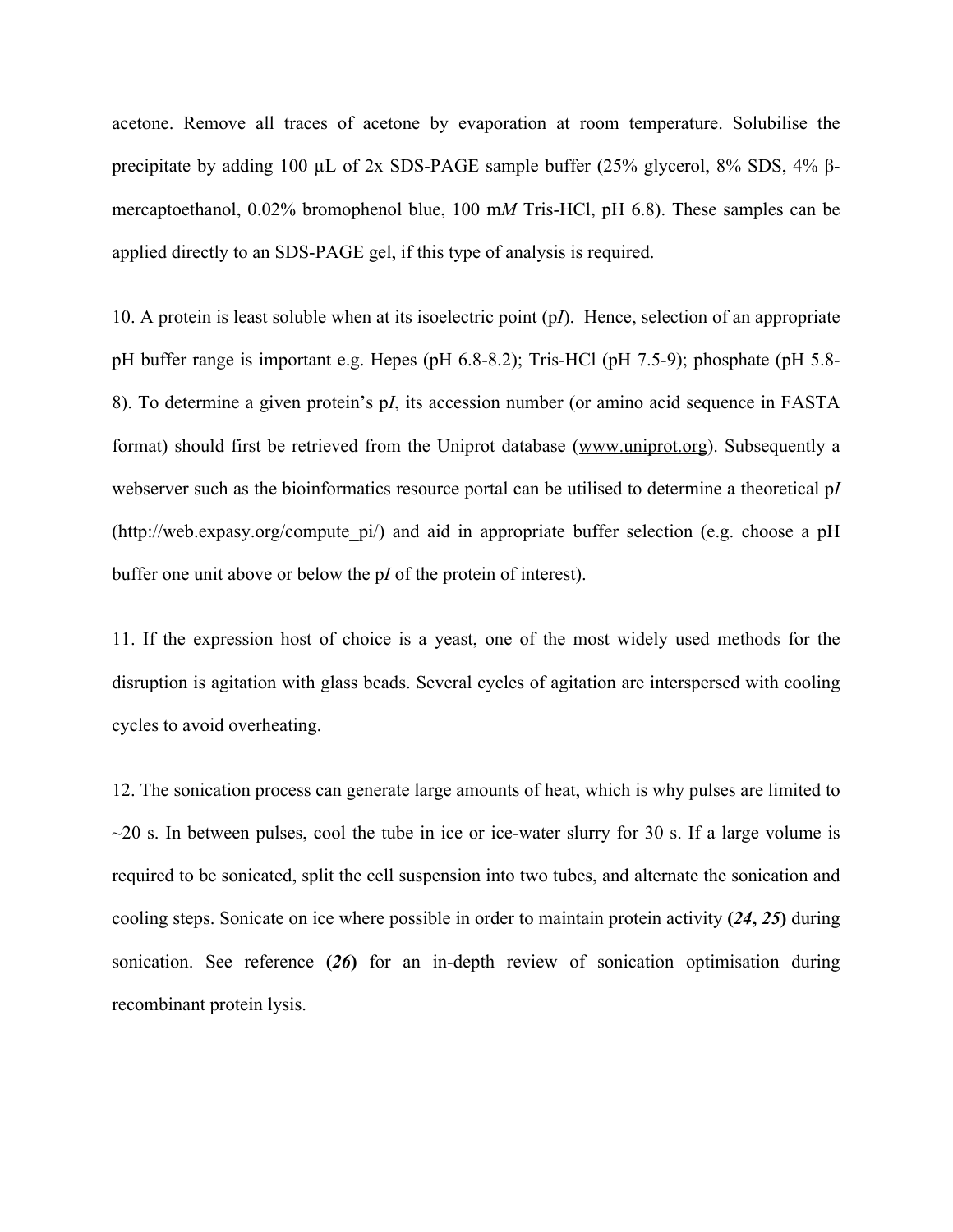acetone. Remove all traces of acetone by evaporation at room temperature. Solubilise the precipitate by adding 100 μL of 2x SDS-PAGE sample buffer (25% glycerol, 8% SDS, 4% β-mercaptoethanol, 0.02% bromophenol blue, 100 m*M* Tris-HCl, pH 6.8). These samples can be applied directly to an SDS-PAGE gel, if this type of analysis is required.

10. A protein is least soluble when at its isoelectric point (p*I*). Hence, selection of an appropriate pH buffer range is important e.g. Hepes (pH 6.8-8.2); Tris-HCl (pH 7.5-9); phosphate (pH 5.8-8). To determine a given protein's p*I*, its accession number (or amino acid sequence in FASTA format) should first be retrieved from the Uniprot database (www.uniprot.org). Subsequently a webserver such as the bioinformatics resource portal can be utilised to determine a theoretical p*I* (http://web.expasy.org/compute_pi/) and aid in appropriate buffer selection (e.g. choose a pH buffer one unit above or below the p*I* of the protein of interest).

11. If the expression host of choice is a yeast, one of the most widely used methods for the disruption is agitation with glass beads. Several cycles of agitation are interspersed with cooling cycles to avoid overheating.

12. The sonication process can generate large amounts of heat, which is why pulses are limited to ~20 s. In between pulses, cool the tube in ice or ice-water slurry for 30 s. If a large volume is required to be sonicated, split the cell suspension into two tubes, and alternate the sonication and cooling steps. Sonicate on ice where possible in order to maintain protein activity **(*24*, *25*)** during sonication. See reference **(*26*)** for an in-depth review of sonication optimisation during recombinant protein lysis.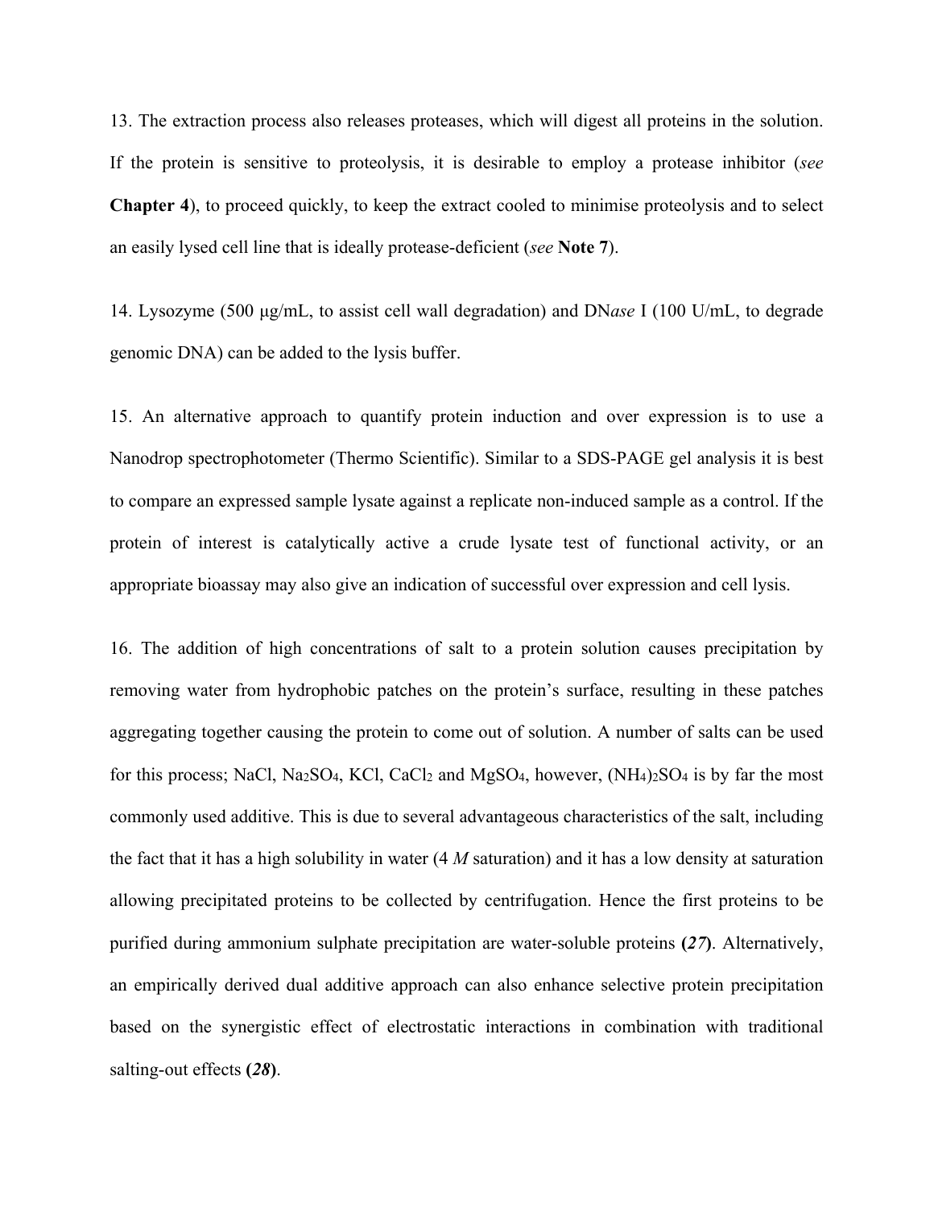13. The extraction process also releases proteases, which will digest all proteins in the solution. If the protein is sensitive to proteolysis, it is desirable to employ a protease inhibitor (*see* **Chapter 4**), to proceed quickly, to keep the extract cooled to minimise proteolysis and to select an easily lysed cell line that is ideally protease-deficient (*see* **Note 7**).

14. Lysozyme (500 µg/mL, to assist cell wall degradation) and DN*ase* I (100 U/mL, to degrade genomic DNA) can be added to the lysis buffer.

15. An alternative approach to quantify protein induction and over expression is to use a Nanodrop spectrophotometer (Thermo Scientific). Similar to a SDS-PAGE gel analysis it is best to compare an expressed sample lysate against a replicate non-induced sample as a control. If the protein of interest is catalytically active a crude lysate test of functional activity, or an appropriate bioassay may also give an indication of successful over expression and cell lysis.

16. The addition of high concentrations of salt to a protein solution causes precipitation by removing water from hydrophobic patches on the protein's surface, resulting in these patches aggregating together causing the protein to come out of solution. A number of salts can be used for this process; NaCl, $Na_2SO_4$, KCl, $CaCl_2$ and $MgSO_4$, however, $(NH_4)_2SO_4$ is by far the most commonly used additive. This is due to several advantageous characteristics of the salt, including the fact that it has a high solubility in water (4 *M* saturation) and it has a low density at saturation allowing precipitated proteins to be collected by centrifugation. Hence the first proteins to be purified during ammonium sulphate precipitation are water-soluble proteins **(*27*)**. Alternatively, an empirically derived dual additive approach can also enhance selective protein precipitation based on the synergistic effect of electrostatic interactions in combination with traditional salting-out effects **(*28*)**.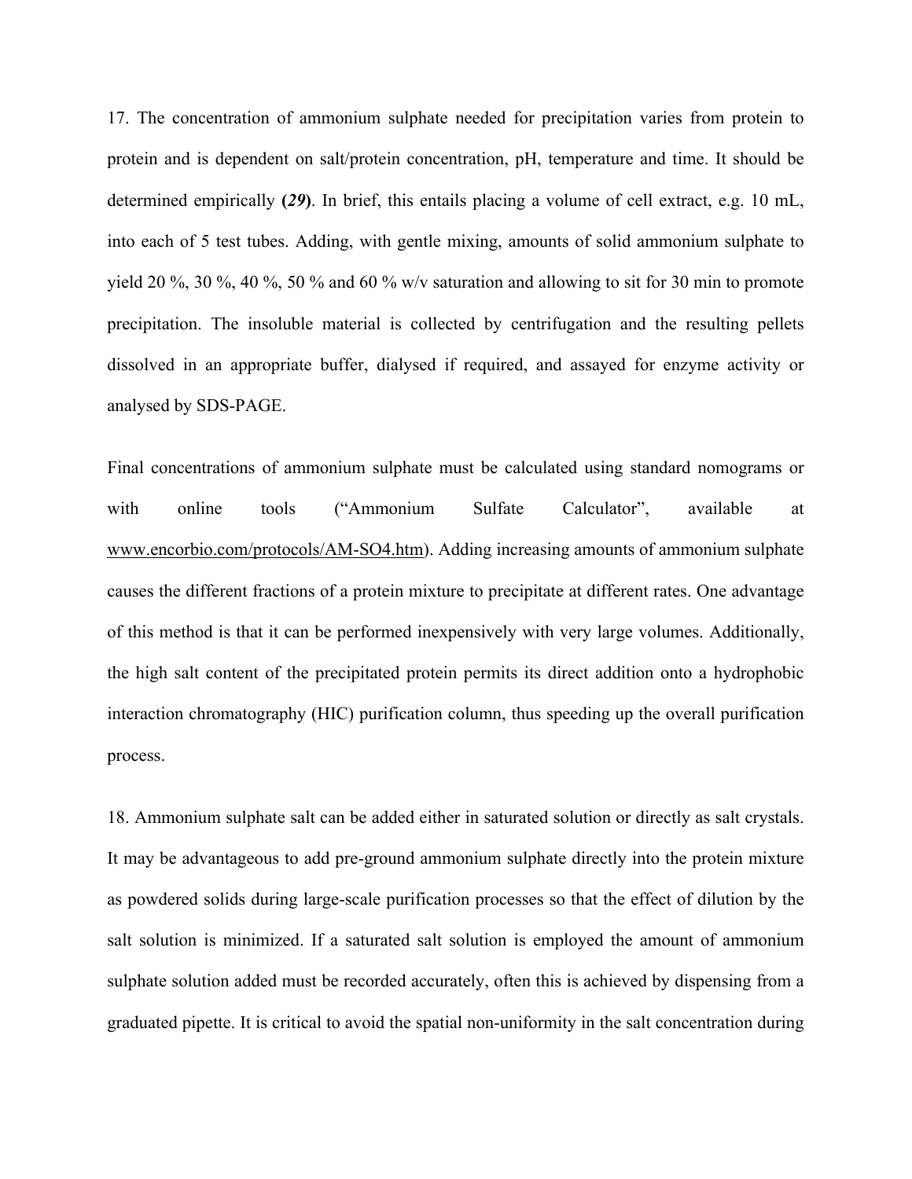17. The concentration of ammonium sulphate needed for precipitation varies from protein to protein and is dependent on salt/protein concentration, pH, temperature and time. It should be determined empirically **(*29*)**. In brief, this entails placing a volume of cell extract, e.g. 10 mL, into each of 5 test tubes. Adding, with gentle mixing, amounts of solid ammonium sulphate to yield 20 %, 30 %, 40 %, 50 % and 60 % w/v saturation and allowing to sit for 30 min to promote precipitation. The insoluble material is collected by centrifugation and the resulting pellets dissolved in an appropriate buffer, dialysed if required, and assayed for enzyme activity or analysed by SDS-PAGE.

Final concentrations of ammonium sulphate must be calculated using standard nomograms or with online tools ("Ammonium Sulfate Calculator", available at www.encorbio.com/protocols/AM-SO4.htm). Adding increasing amounts of ammonium sulphate causes the different fractions of a protein mixture to precipitate at different rates. One advantage of this method is that it can be performed inexpensively with very large volumes. Additionally, the high salt content of the precipitated protein permits its direct addition onto a hydrophobic interaction chromatography (HIC) purification column, thus speeding up the overall purification process.

18. Ammonium sulphate salt can be added either in saturated solution or directly as salt crystals. It may be advantageous to add pre-ground ammonium sulphate directly into the protein mixture as powdered solids during large-scale purification processes so that the effect of dilution by the salt solution is minimized. If a saturated salt solution is employed the amount of ammonium sulphate solution added must be recorded accurately, often this is achieved by dispensing from a graduated pipette. It is critical to avoid the spatial non-uniformity in the salt concentration during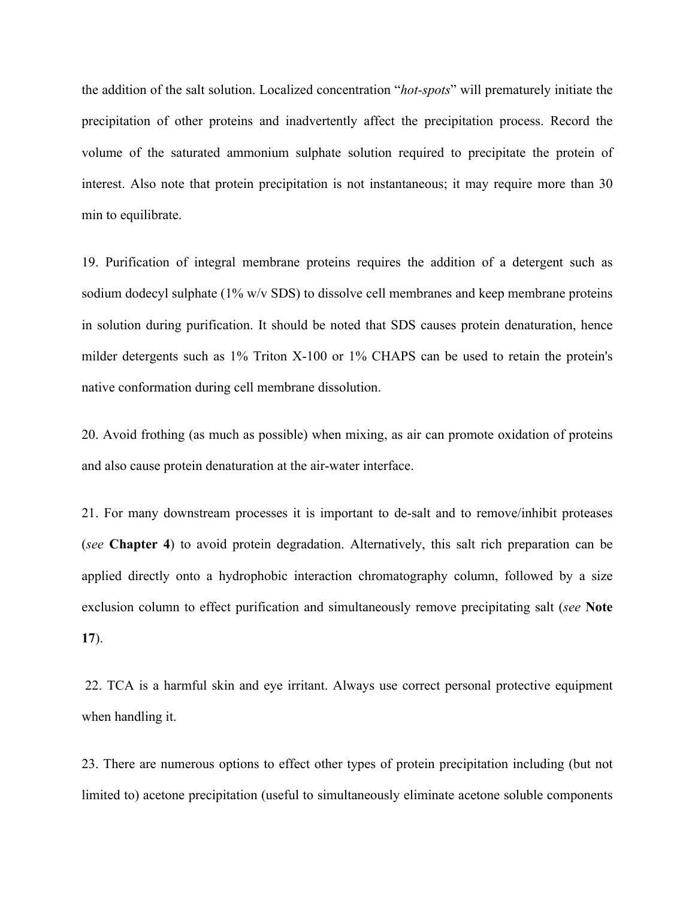the addition of the salt solution. Localized concentration "*hot-spots*" will prematurely initiate the precipitation of other proteins and inadvertently affect the precipitation process. Record the volume of the saturated ammonium sulphate solution required to precipitate the protein of interest. Also note that protein precipitation is not instantaneous; it may require more than 30 min to equilibrate.

19. Purification of integral membrane proteins requires the addition of a detergent such as sodium dodecyl sulphate (1% w/v SDS) to dissolve cell membranes and keep membrane proteins in solution during purification. It should be noted that SDS causes protein denaturation, hence milder detergents such as 1% Triton X-100 or 1% CHAPS can be used to retain the protein's native conformation during cell membrane dissolution.

20. Avoid frothing (as much as possible) when mixing, as air can promote oxidation of proteins and also cause protein denaturation at the air-water interface.

21. For many downstream processes it is important to de-salt and to remove/inhibit proteases (*see* **Chapter 4**) to avoid protein degradation. Alternatively, this salt rich preparation can be applied directly onto a hydrophobic interaction chromatography column, followed by a size exclusion column to effect purification and simultaneously remove precipitating salt (*see* **Note 17**).

22. TCA is a harmful skin and eye irritant. Always use correct personal protective equipment when handling it.

23. There are numerous options to effect other types of protein precipitation including (but not limited to) acetone precipitation (useful to simultaneously eliminate acetone soluble components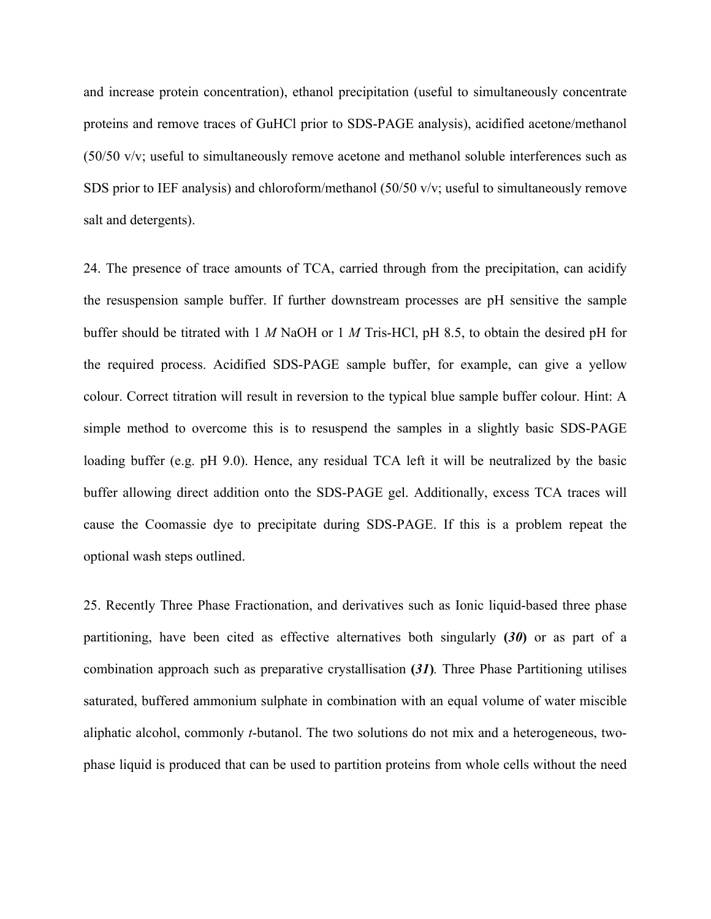and increase protein concentration), ethanol precipitation (useful to simultaneously concentrate proteins and remove traces of GuHCl prior to SDS-PAGE analysis), acidified acetone/methanol (50/50 v/v; useful to simultaneously remove acetone and methanol soluble interferences such as SDS prior to IEF analysis) and chloroform/methanol (50/50 v/v; useful to simultaneously remove salt and detergents).

24. The presence of trace amounts of TCA, carried through from the precipitation, can acidify the resuspension sample buffer. If further downstream processes are pH sensitive the sample buffer should be titrated with 1 *M* NaOH or 1 *M* Tris-HCl, pH 8.5, to obtain the desired pH for the required process. Acidified SDS-PAGE sample buffer, for example, can give a yellow colour. Correct titration will result in reversion to the typical blue sample buffer colour. Hint: A simple method to overcome this is to resuspend the samples in a slightly basic SDS-PAGE loading buffer (e.g. pH 9.0). Hence, any residual TCA left it will be neutralized by the basic buffer allowing direct addition onto the SDS-PAGE gel. Additionally, excess TCA traces will cause the Coomassie dye to precipitate during SDS-PAGE. If this is a problem repeat the optional wash steps outlined.

25. Recently Three Phase Fractionation, and derivatives such as Ionic liquid-based three phase partitioning, have been cited as effective alternatives both singularly **(*30*)** or as part of a combination approach such as preparative crystallisation **(*31*)**. Three Phase Partitioning utilises saturated, buffered ammonium sulphate in combination with an equal volume of water miscible aliphatic alcohol, commonly *t*-butanol. The two solutions do not mix and a heterogeneous, two-phase liquid is produced that can be used to partition proteins from whole cells without the need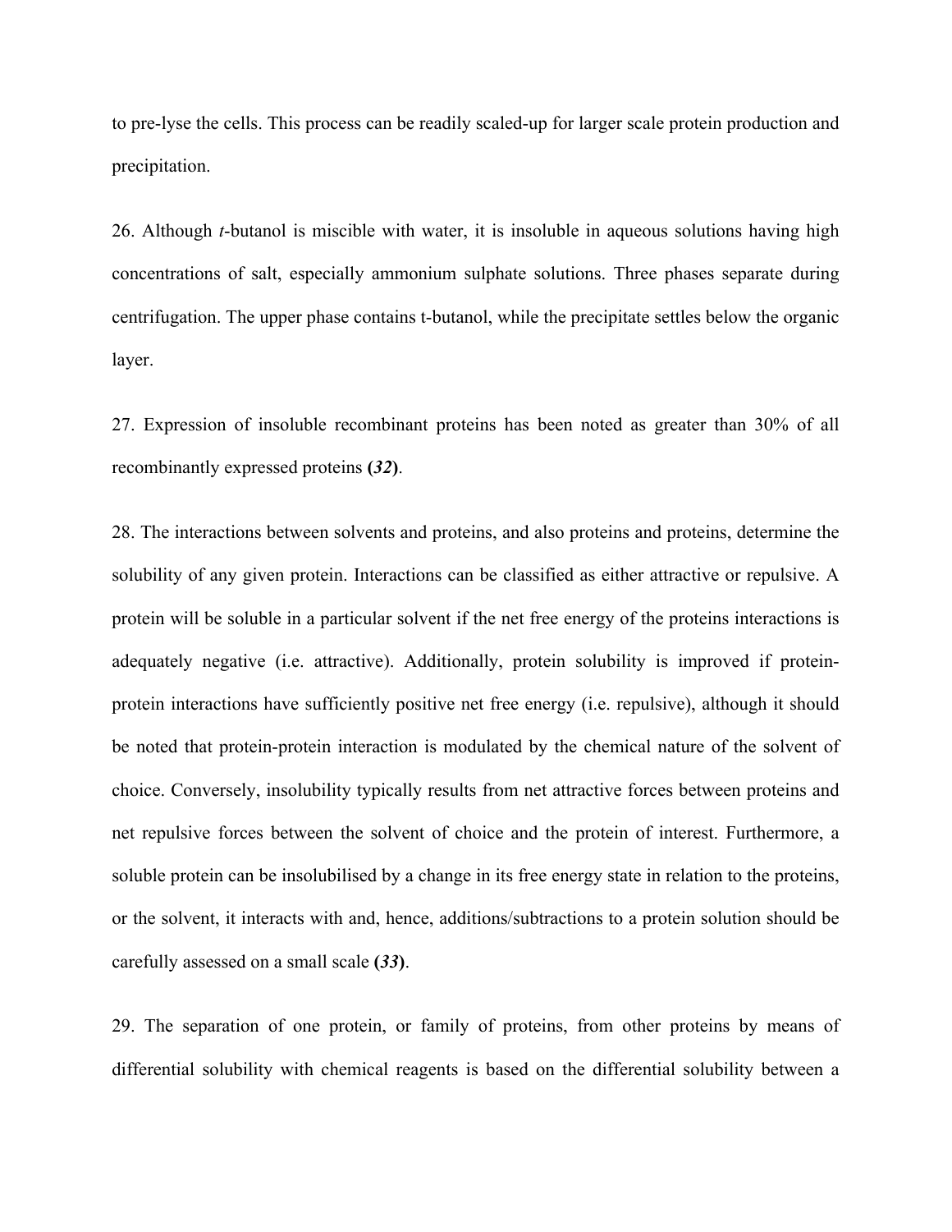to pre-lyse the cells. This process can be readily scaled-up for larger scale protein production and precipitation.

26. Although *t*-butanol is miscible with water, it is insoluble in aqueous solutions having high concentrations of salt, especially ammonium sulphate solutions. Three phases separate during centrifugation. The upper phase contains t-butanol, while the precipitate settles below the organic layer.

27. Expression of insoluble recombinant proteins has been noted as greater than 30% of all recombinantly expressed proteins **(*32*)**.

28. The interactions between solvents and proteins, and also proteins and proteins, determine the solubility of any given protein. Interactions can be classified as either attractive or repulsive. A protein will be soluble in a particular solvent if the net free energy of the proteins interactions is adequately negative (i.e. attractive). Additionally, protein solubility is improved if protein-protein interactions have sufficiently positive net free energy (i.e. repulsive), although it should be noted that protein-protein interaction is modulated by the chemical nature of the solvent of choice. Conversely, insolubility typically results from net attractive forces between proteins and net repulsive forces between the solvent of choice and the protein of interest. Furthermore, a soluble protein can be insolubilised by a change in its free energy state in relation to the proteins, or the solvent, it interacts with and, hence, additions/subtractions to a protein solution should be carefully assessed on a small scale **(*33*)**.

29. The separation of one protein, or family of proteins, from other proteins by means of differential solubility with chemical reagents is based on the differential solubility between a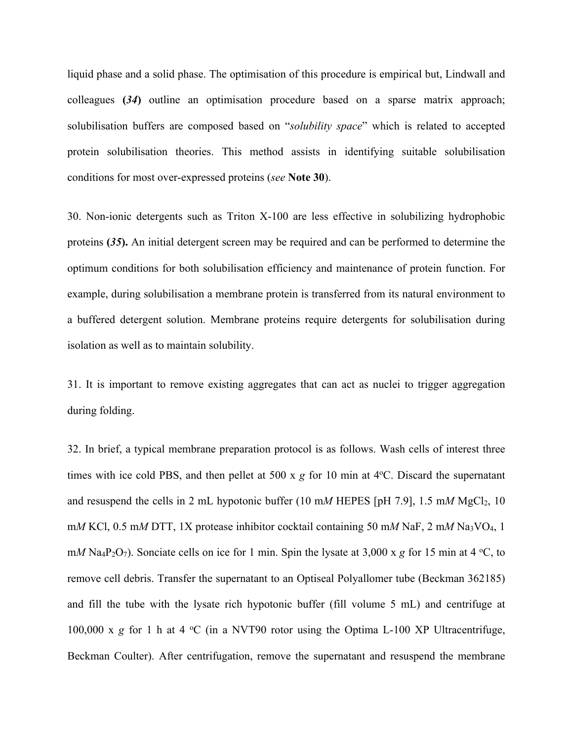liquid phase and a solid phase. The optimisation of this procedure is empirical but, Lindwall and colleagues **(*34*)** outline an optimisation procedure based on a sparse matrix approach; solubilisation buffers are composed based on "*solubility space*" which is related to accepted protein solubilisation theories. This method assists in identifying suitable solubilisation conditions for most over-expressed proteins (*see* **Note 30**).

30. Non-ionic detergents such as Triton X-100 are less effective in solubilizing hydrophobic proteins **(*35*).** An initial detergent screen may be required and can be performed to determine the optimum conditions for both solubilisation efficiency and maintenance of protein function. For example, during solubilisation a membrane protein is transferred from its natural environment to a buffered detergent solution. Membrane proteins require detergents for solubilisation during isolation as well as to maintain solubility.

31. It is important to remove existing aggregates that can act as nuclei to trigger aggregation during folding.

32. In brief, a typical membrane preparation protocol is as follows. Wash cells of interest three times with ice cold PBS, and then pellet at 500 x *g* for 10 min at 4°C. Discard the supernatant and resuspend the cells in 2 mL hypotonic buffer (10 m*M* HEPES [pH 7.9], 1.5 m*M* $MgCl_2$, 10 m*M* KCl, 0.5 m*M* DTT, 1X protease inhibitor cocktail containing 50 m*M* NaF, 2 m*M* $Na_3VO_4$, 1 m*M* $Na_4P_2O_7$). Sonciate cells on ice for 1 min. Spin the lysate at 3,000 x *g* for 15 min at 4 °C, to remove cell debris. Transfer the supernatant to an Optiseal Polyallomer tube (Beckman 362185) and fill the tube with the lysate rich hypotonic buffer (fill volume 5 mL) and centrifuge at 100,000 x *g* for 1 h at 4 °C (in a NVT90 rotor using the Optima L-100 XP Ultracentrifuge, Beckman Coulter). After centrifugation, remove the supernatant and resuspend the membrane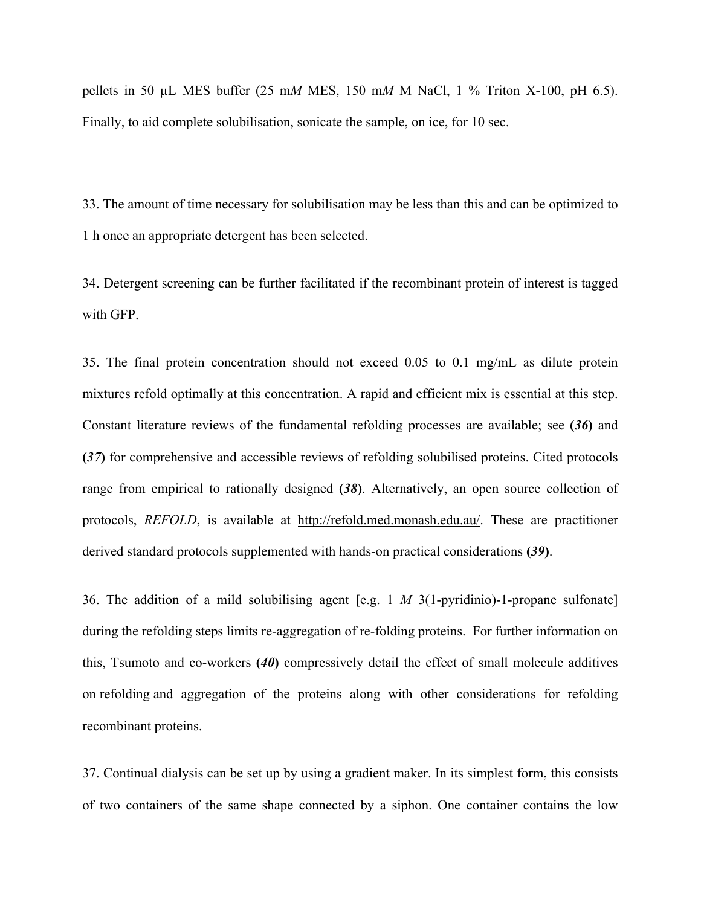pellets in 50 μL MES buffer (25 m*M* MES, 150 m*M* M NaCl, 1 % Triton X-100, pH 6.5). Finally, to aid complete solubilisation, sonicate the sample, on ice, for 10 sec.

33. The amount of time necessary for solubilisation may be less than this and can be optimized to 1 h once an appropriate detergent has been selected.

34. Detergent screening can be further facilitated if the recombinant protein of interest is tagged with GFP.

35. The final protein concentration should not exceed 0.05 to 0.1 mg/mL as dilute protein mixtures refold optimally at this concentration. A rapid and efficient mix is essential at this step. Constant literature reviews of the fundamental refolding processes are available; see **(*36*)** and **(*37*)** for comprehensive and accessible reviews of refolding solubilised proteins. Cited protocols range from empirical to rationally designed **(*38*)**. Alternatively, an open source collection of protocols, *REFOLD*, is available at http://refold.med.monash.edu.au/. These are practitioner derived standard protocols supplemented with hands-on practical considerations **(*39*)**.

36. The addition of a mild solubilising agent [e.g. 1 *M* 3(1-pyridinio)-1-propane sulfonate] during the refolding steps limits re-aggregation of re-folding proteins. For further information on this, Tsumoto and co-workers **(*40*)** compressively detail the effect of small molecule additives on refolding and aggregation of the proteins along with other considerations for refolding recombinant proteins.

37. Continual dialysis can be set up by using a gradient maker. In its simplest form, this consists of two containers of the same shape connected by a siphon. One container contains the low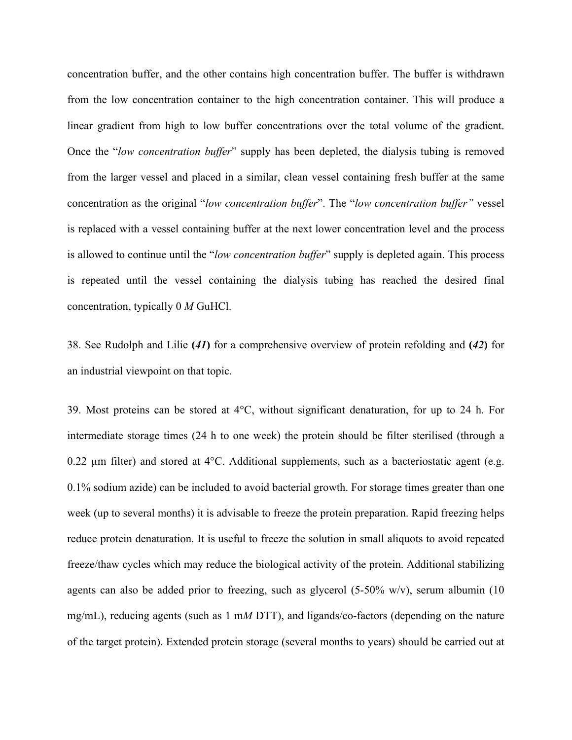concentration buffer, and the other contains high concentration buffer. The buffer is withdrawn from the low concentration container to the high concentration container. This will produce a linear gradient from high to low buffer concentrations over the total volume of the gradient. Once the "*low concentration buffer*" supply has been depleted, the dialysis tubing is removed from the larger vessel and placed in a similar, clean vessel containing fresh buffer at the same concentration as the original "*low concentration buffer*". The "*low concentration buffer"* vessel is replaced with a vessel containing buffer at the next lower concentration level and the process is allowed to continue until the "*low concentration buffer*" supply is depleted again. This process is repeated until the vessel containing the dialysis tubing has reached the desired final concentration, typically 0 *M* GuHCl.

38. See Rudolph and Lilie **(*41*)** for a comprehensive overview of protein refolding and **(*42*)** for an industrial viewpoint on that topic.

39. Most proteins can be stored at 4°C, without significant denaturation, for up to 24 h. For intermediate storage times (24 h to one week) the protein should be filter sterilised (through a 0.22 µm filter) and stored at 4°C. Additional supplements, such as a bacteriostatic agent (e.g. 0.1% sodium azide) can be included to avoid bacterial growth. For storage times greater than one week (up to several months) it is advisable to freeze the protein preparation. Rapid freezing helps reduce protein denaturation. It is useful to freeze the solution in small aliquots to avoid repeated freeze/thaw cycles which may reduce the biological activity of the protein. Additional stabilizing agents can also be added prior to freezing, such as glycerol (5-50% w/v), serum albumin (10 mg/mL), reducing agents (such as 1 m*M* DTT), and ligands/co-factors (depending on the nature of the target protein). Extended protein storage (several months to years) should be carried out at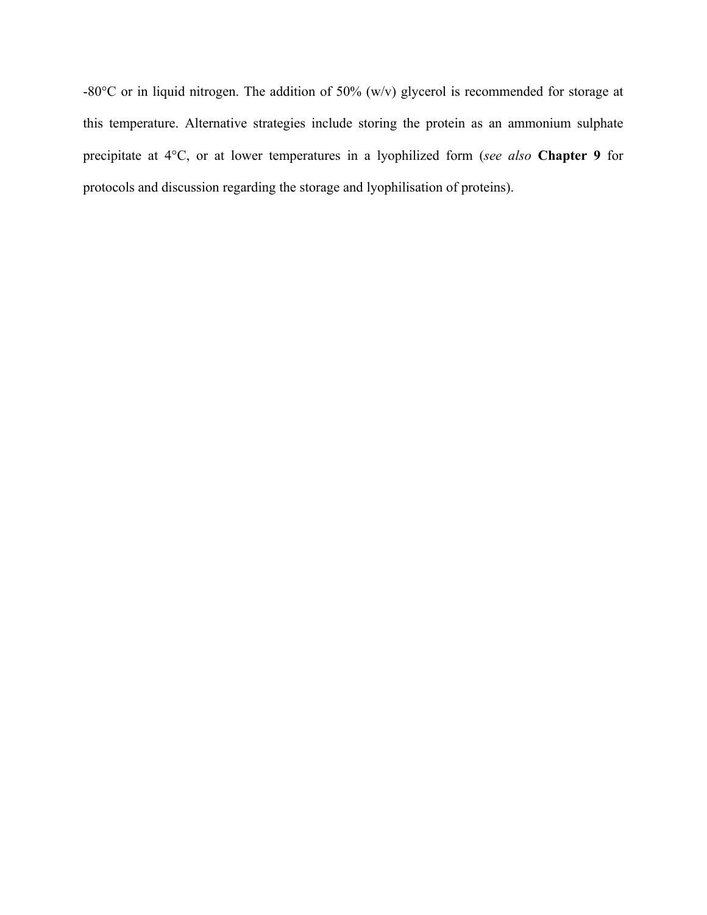-80°C or in liquid nitrogen. The addition of 50% (w/v) glycerol is recommended for storage at this temperature. Alternative strategies include storing the protein as an ammonium sulphate precipitate at 4°C, or at lower temperatures in a lyophilized form (*see also* **Chapter 9** for protocols and discussion regarding the storage and lyophilisation of proteins).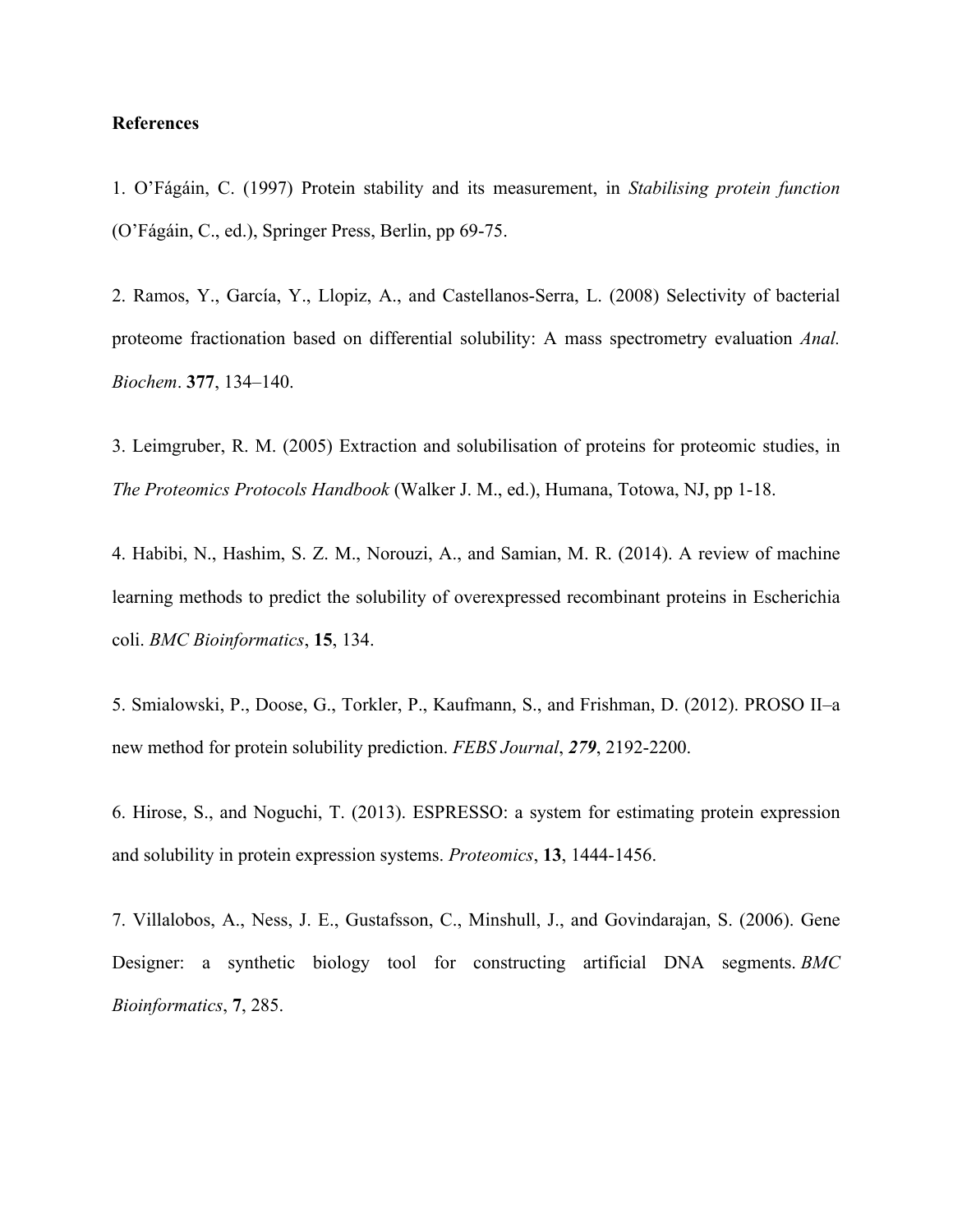**References**

1. O'Fágáin, C. (1997) Protein stability and its measurement, in *Stabilising protein function* (O'Fágáin, C., ed.), Springer Press, Berlin, pp 69-75.

2. Ramos, Y., García, Y., Llopiz, A., and Castellanos-Serra, L. (2008) Selectivity of bacterial proteome fractionation based on differential solubility: A mass spectrometry evaluation *Anal. Biochem*. **377**, 134–140.

3. Leimgruber, R. M. (2005) Extraction and solubilisation of proteins for proteomic studies, in *The Proteomics Protocols Handbook* (Walker J. M., ed.), Humana, Totowa, NJ, pp 1-18.

4. Habibi, N., Hashim, S. Z. M., Norouzi, A., and Samian, M. R. (2014). A review of machine learning methods to predict the solubility of overexpressed recombinant proteins in Escherichia coli. *BMC Bioinformatics*, **15**, 134.

5. Smialowski, P., Doose, G., Torkler, P., Kaufmann, S., and Frishman, D. (2012). PROSO II–a new method for protein solubility prediction. *FEBS Journal*, ***279***, 2192-2200.

6. Hirose, S., and Noguchi, T. (2013). ESPRESSO: a system for estimating protein expression and solubility in protein expression systems. *Proteomics*, **13**, 1444-1456.

7. Villalobos, A., Ness, J. E., Gustafsson, C., Minshull, J., and Govindarajan, S. (2006). Gene Designer: a synthetic biology tool for constructing artificial DNA segments. *BMC Bioinformatics*, **7**, 285.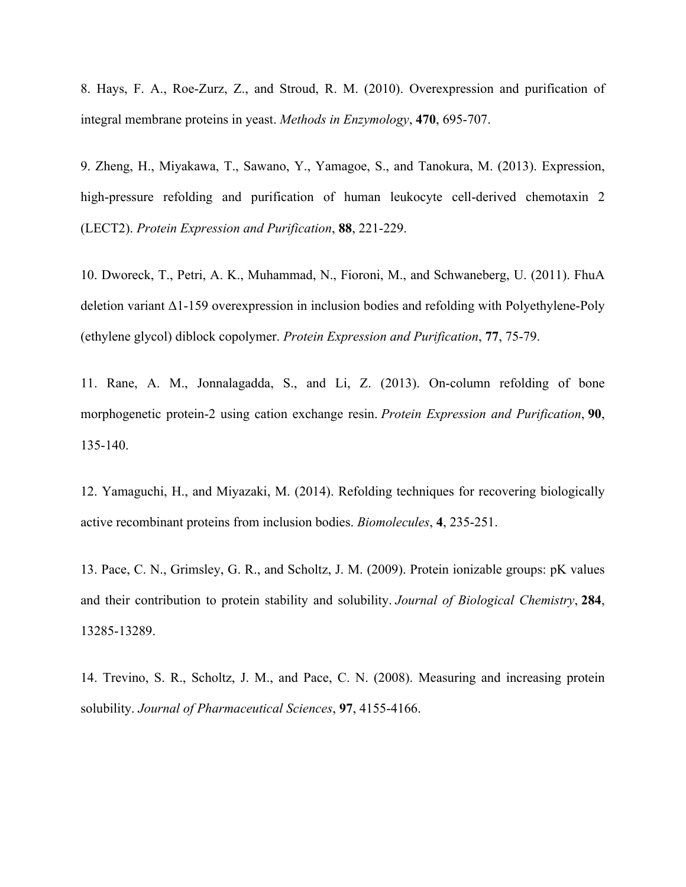8. Hays, F. A., Roe-Zurz, Z., and Stroud, R. M. (2010). Overexpression and purification of integral membrane proteins in yeast. *Methods in Enzymology*, **470**, 695-707.

9. Zheng, H., Miyakawa, T., Sawano, Y., Yamagoe, S., and Tanokura, M. (2013). Expression, high-pressure refolding and purification of human leukocyte cell-derived chemotaxin 2 (LECT2). *Protein Expression and Purification*, **88**, 221-229.

10. Dworeck, T., Petri, A. K., Muhammad, N., Fioroni, M., and Schwaneberg, U. (2011). FhuA deletion variant Δ1-159 overexpression in inclusion bodies and refolding with Polyethylene-Poly (ethylene glycol) diblock copolymer. *Protein Expression and Purification*, **77**, 75-79.

11. Rane, A. M., Jonnalagadda, S., and Li, Z. (2013). On-column refolding of bone morphogenetic protein-2 using cation exchange resin. *Protein Expression and Purification*, **90**, 135-140.

12. Yamaguchi, H., and Miyazaki, M. (2014). Refolding techniques for recovering biologically active recombinant proteins from inclusion bodies. *Biomolecules*, **4**, 235-251.

13. Pace, C. N., Grimsley, G. R., and Scholtz, J. M. (2009). Protein ionizable groups: pK values and their contribution to protein stability and solubility. *Journal of Biological Chemistry*, **284**, 13285-13289.

14. Trevino, S. R., Scholtz, J. M., and Pace, C. N. (2008). Measuring and increasing protein solubility. *Journal of Pharmaceutical Sciences*, **97**, 4155-4166.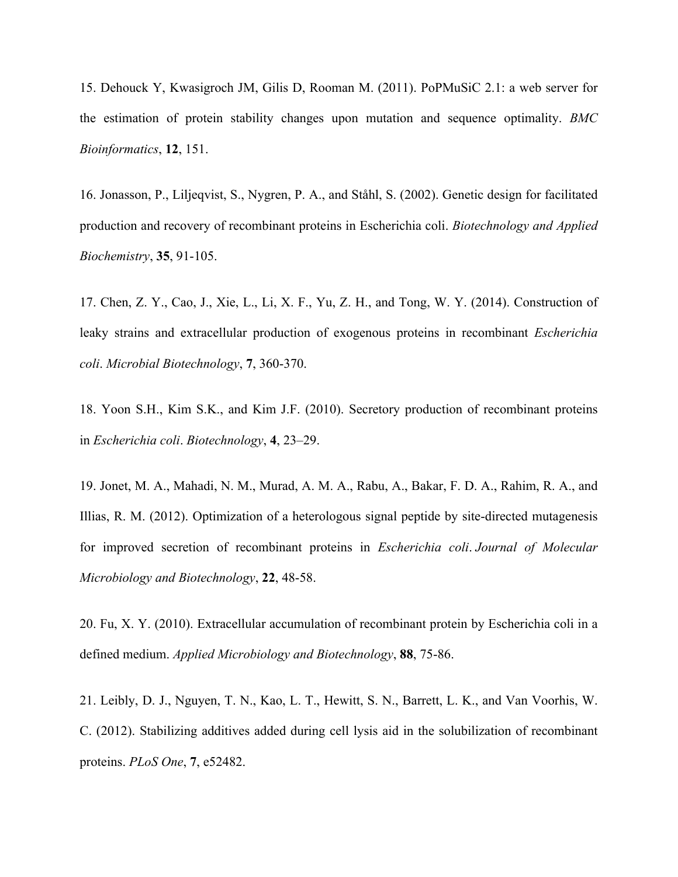15. Dehouck Y, Kwasigroch JM, Gilis D, Rooman M. (2011). PoPMuSiC 2.1: a web server for the estimation of protein stability changes upon mutation and sequence optimality. *BMC Bioinformatics*, **12**, 151.

16. Jonasson, P., Liljeqvist, S., Nygren, P. A., and Ståhl, S. (2002). Genetic design for facilitated production and recovery of recombinant proteins in Escherichia coli. *Biotechnology and Applied Biochemistry*, **35**, 91-105.

17. Chen, Z. Y., Cao, J., Xie, L., Li, X. F., Yu, Z. H., and Tong, W. Y. (2014). Construction of leaky strains and extracellular production of exogenous proteins in recombinant *Escherichia coli*. *Microbial Biotechnology*, **7**, 360-370.

18. Yoon S.H., Kim S.K., and Kim J.F. (2010). Secretory production of recombinant proteins in *Escherichia coli*. *Biotechnology*, **4**, 23–29.

19. Jonet, M. A., Mahadi, N. M., Murad, A. M. A., Rabu, A., Bakar, F. D. A., Rahim, R. A., and Illias, R. M. (2012). Optimization of a heterologous signal peptide by site-directed mutagenesis for improved secretion of recombinant proteins in *Escherichia coli*. *Journal of Molecular Microbiology and Biotechnology*, **22**, 48-58.

20. Fu, X. Y. (2010). Extracellular accumulation of recombinant protein by Escherichia coli in a defined medium. *Applied Microbiology and Biotechnology*, **88**, 75-86.

21. Leibly, D. J., Nguyen, T. N., Kao, L. T., Hewitt, S. N., Barrett, L. K., and Van Voorhis, W. C. (2012). Stabilizing additives added during cell lysis aid in the solubilization of recombinant proteins. *PLoS One*, **7**, e52482.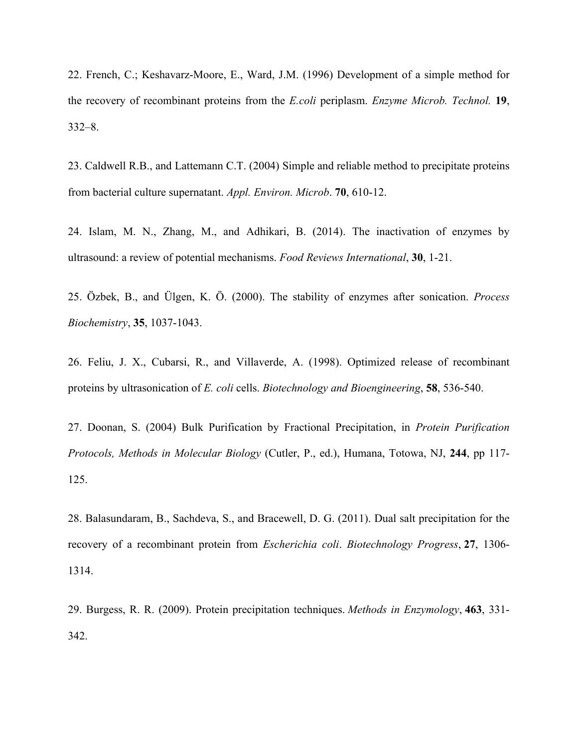22. French, C.; Keshavarz-Moore, E., Ward, J.M. (1996) Development of a simple method for the recovery of recombinant proteins from the *E.coli* periplasm. *Enzyme Microb. Technol.* **19**, 332–8.

23. Caldwell R.B., and Lattemann C.T. (2004) Simple and reliable method to precipitate proteins from bacterial culture supernatant. *Appl. Environ. Microb*. **70**, 610-12.

24. Islam, M. N., Zhang, M., and Adhikari, B. (2014). The inactivation of enzymes by ultrasound: a review of potential mechanisms. *Food Reviews International*, **30**, 1-21.

25. Özbek, B., and Ülgen, K. Ö. (2000). The stability of enzymes after sonication. *Process Biochemistry*, **35**, 1037-1043.

26. Feliu, J. X., Cubarsi, R., and Villaverde, A. (1998). Optimized release of recombinant proteins by ultrasonication of *E. coli* cells. *Biotechnology and Bioengineering*, **58**, 536-540.

27. Doonan, S. (2004) Bulk Purification by Fractional Precipitation, in *Protein Purification Protocols, Methods in Molecular Biology* (Cutler, P., ed.), Humana, Totowa, NJ, **244**, pp 117-125.

28. Balasundaram, B., Sachdeva, S., and Bracewell, D. G. (2011). Dual salt precipitation for the recovery of a recombinant protein from *Escherichia coli*. *Biotechnology Progress*, **27**, 1306-1314.

29. Burgess, R. R. (2009). Protein precipitation techniques. *Methods in Enzymology*, **463**, 331-342.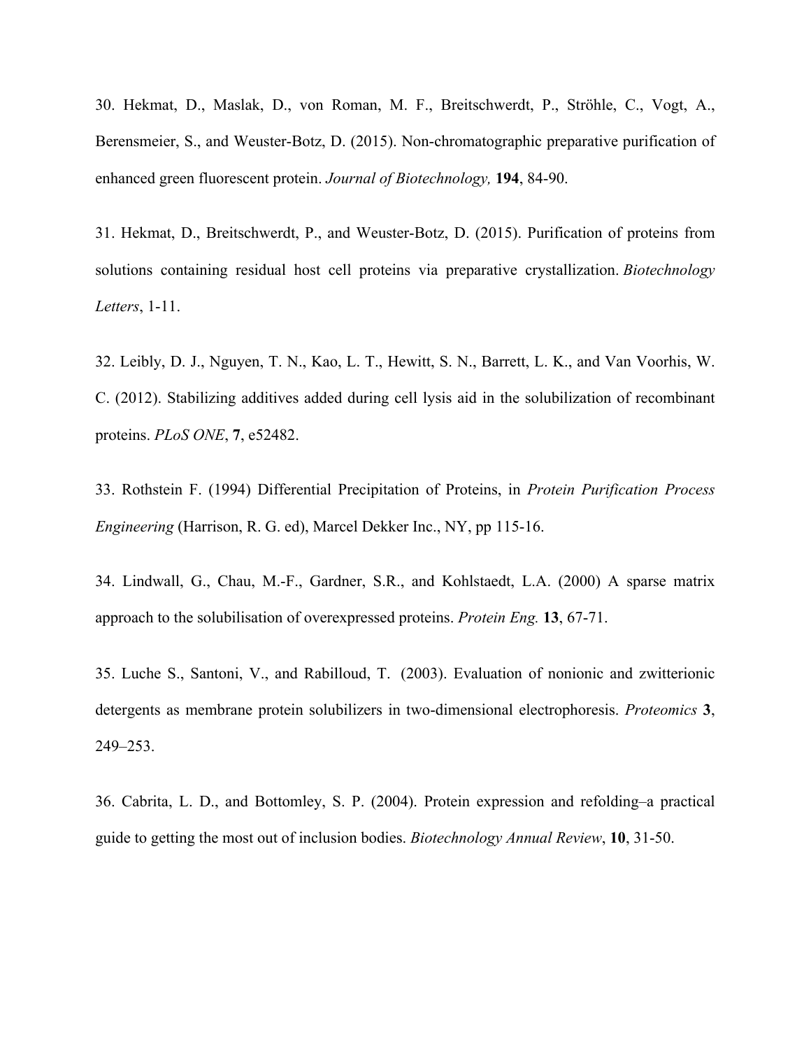30. Hekmat, D., Maslak, D., von Roman, M. F., Breitschwerdt, P., Ströhle, C., Vogt, A., Berensmeier, S., and Weuster-Botz, D. (2015). Non-chromatographic preparative purification of enhanced green fluorescent protein. *Journal of Biotechnology,* **194**, 84-90.

31. Hekmat, D., Breitschwerdt, P., and Weuster-Botz, D. (2015). Purification of proteins from solutions containing residual host cell proteins via preparative crystallization. *Biotechnology Letters*, 1-11.

32. Leibly, D. J., Nguyen, T. N., Kao, L. T., Hewitt, S. N., Barrett, L. K., and Van Voorhis, W. C. (2012). Stabilizing additives added during cell lysis aid in the solubilization of recombinant proteins. *PLoS ONE*, **7**, e52482.

33. Rothstein F. (1994) Differential Precipitation of Proteins, in *Protein Purification Process Engineering* (Harrison, R. G. ed), Marcel Dekker Inc., NY, pp 115-16.

34. Lindwall, G., Chau, M.-F., Gardner, S.R., and Kohlstaedt, L.A. (2000) A sparse matrix approach to the solubilisation of overexpressed proteins. *Protein Eng.* **13**, 67-71.

35. Luche S., Santoni, V., and Rabilloud, T. (2003). Evaluation of nonionic and zwitterionic detergents as membrane protein solubilizers in two-dimensional electrophoresis. *Proteomics* **3**, 249–253.

36. Cabrita, L. D., and Bottomley, S. P. (2004). Protein expression and refolding–a practical guide to getting the most out of inclusion bodies. *Biotechnology Annual Review*, **10**, 31-50.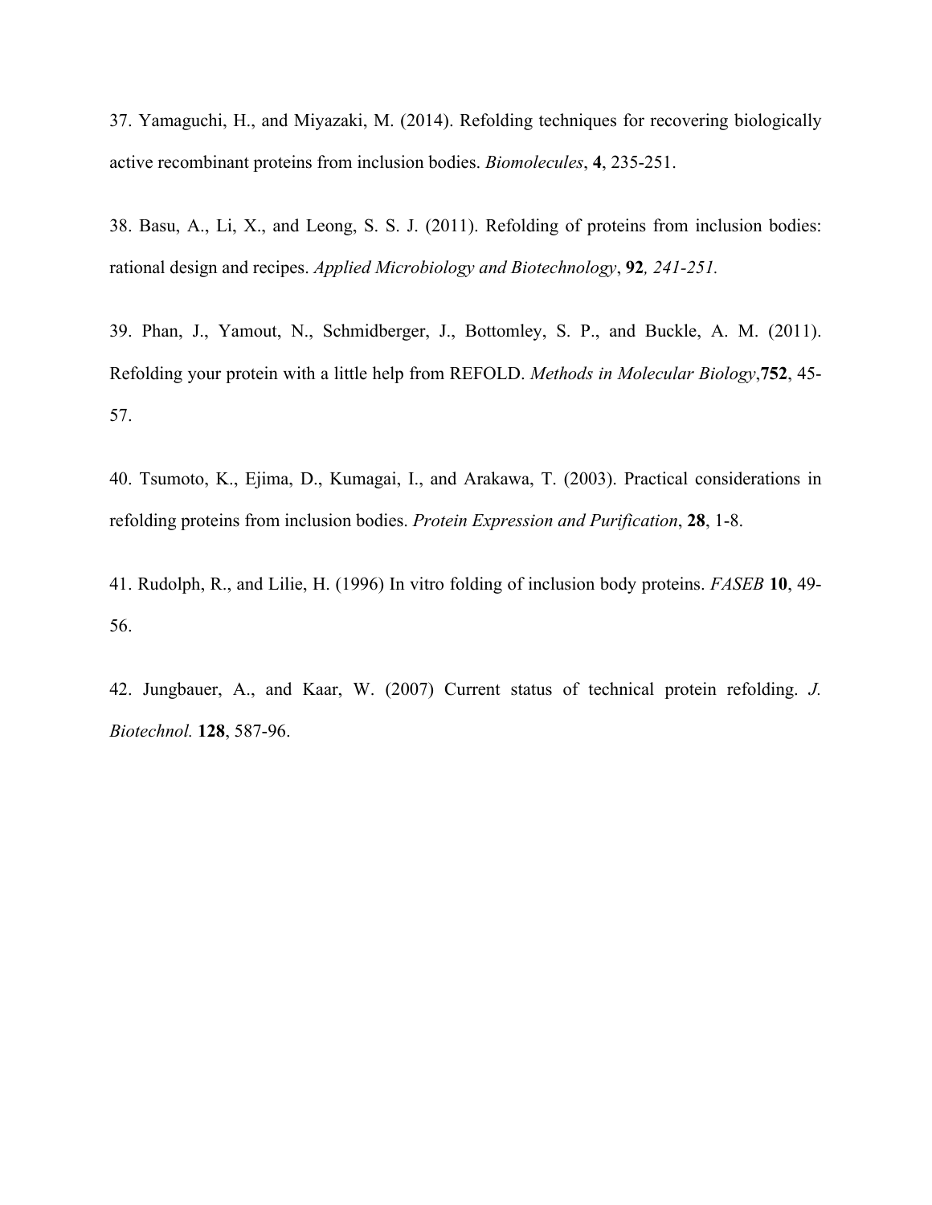37. Yamaguchi, H., and Miyazaki, M. (2014). Refolding techniques for recovering biologically active recombinant proteins from inclusion bodies. *Biomolecules*, **4**, 235-251.

38. Basu, A., Li, X., and Leong, S. S. J. (2011). Refolding of proteins from inclusion bodies: rational design and recipes. *Applied Microbiology and Biotechnology*, **92***, 241-251.*

39. Phan, J., Yamout, N., Schmidberger, J., Bottomley, S. P., and Buckle, A. M. (2011). Refolding your protein with a little help from REFOLD. *Methods in Molecular Biology*,**752**, 45-57.

40. Tsumoto, K., Ejima, D., Kumagai, I., and Arakawa, T. (2003). Practical considerations in refolding proteins from inclusion bodies. *Protein Expression and Purification*, **28**, 1-8.

41. Rudolph, R., and Lilie, H. (1996) In vitro folding of inclusion body proteins. *FASEB* **10**, 49-56.

42. Jungbauer, A., and Kaar, W. (2007) Current status of technical protein refolding. *J. Biotechnol.* **128**, 587-96.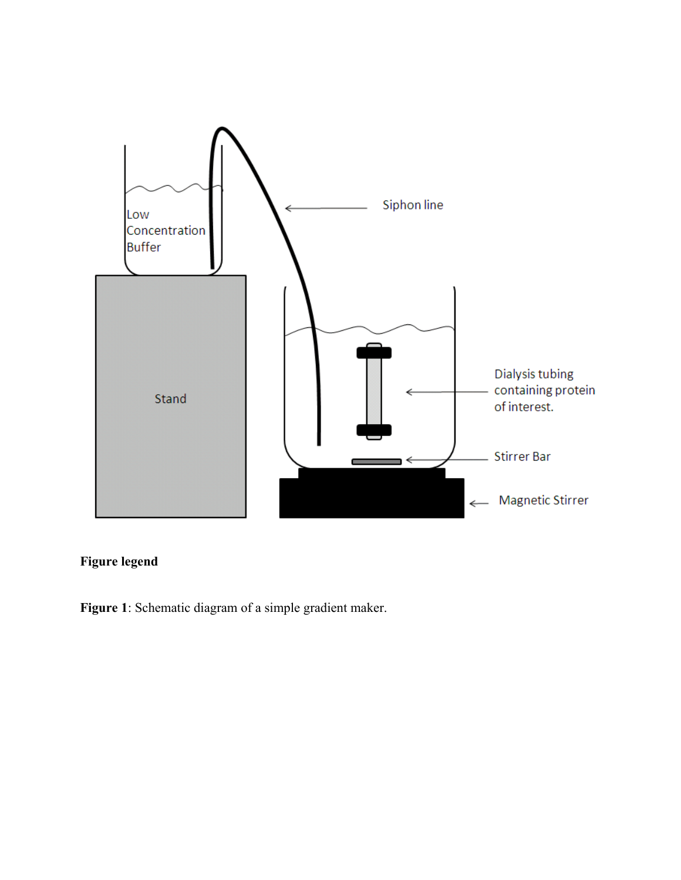Low Concentration Buffer

Stand

Siphon line

Dialysis tubing containing protein of interest.

Stirrer Bar

Magnetic Stirrer

**Figure legend**

**Figure 1**: Schematic diagram of a simple gradient maker.